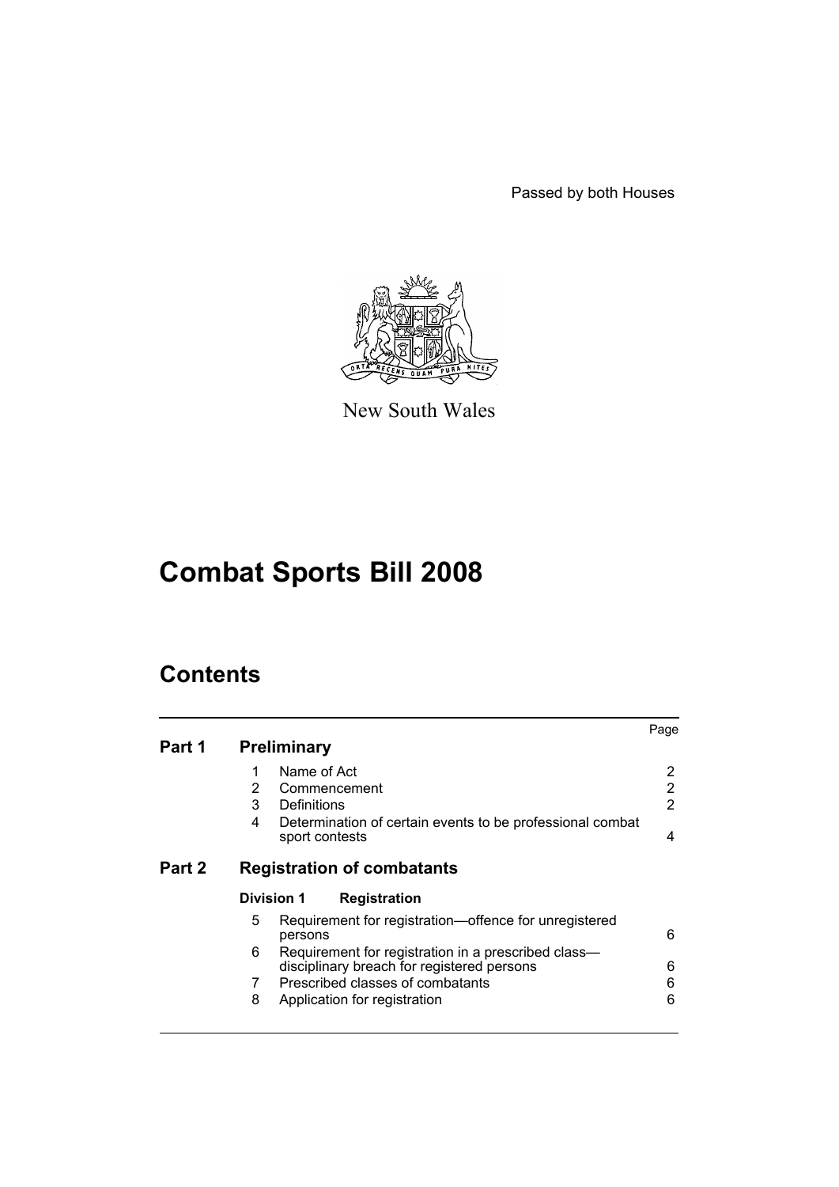Passed by both Houses

New South Wales

# Combat Sports Bill 2008

## Contents

| | | | Page |
|---|---|---|---|
| **Part 1** | **Preliminary** | | |
| | 1 | Name of Act | 2 |
| | 2 | Commencement | 2 |
| | 3 | Definitions | 2 |
| | 4 | Determination of certain events to be professional combat sport contests | 4 |
| **Part 2** | **Registration of combatants** | | |
| | **Division 1** | **Registration** | |
| | 5 | Requirement for registration—offence for unregistered persons | 6 |
| | 6 | Requirement for registration in a prescribed class—disciplinary breach for registered persons | 6 |
| | 7 | Prescribed classes of combatants | 6 |
| | 8 | Application for registration | 6 |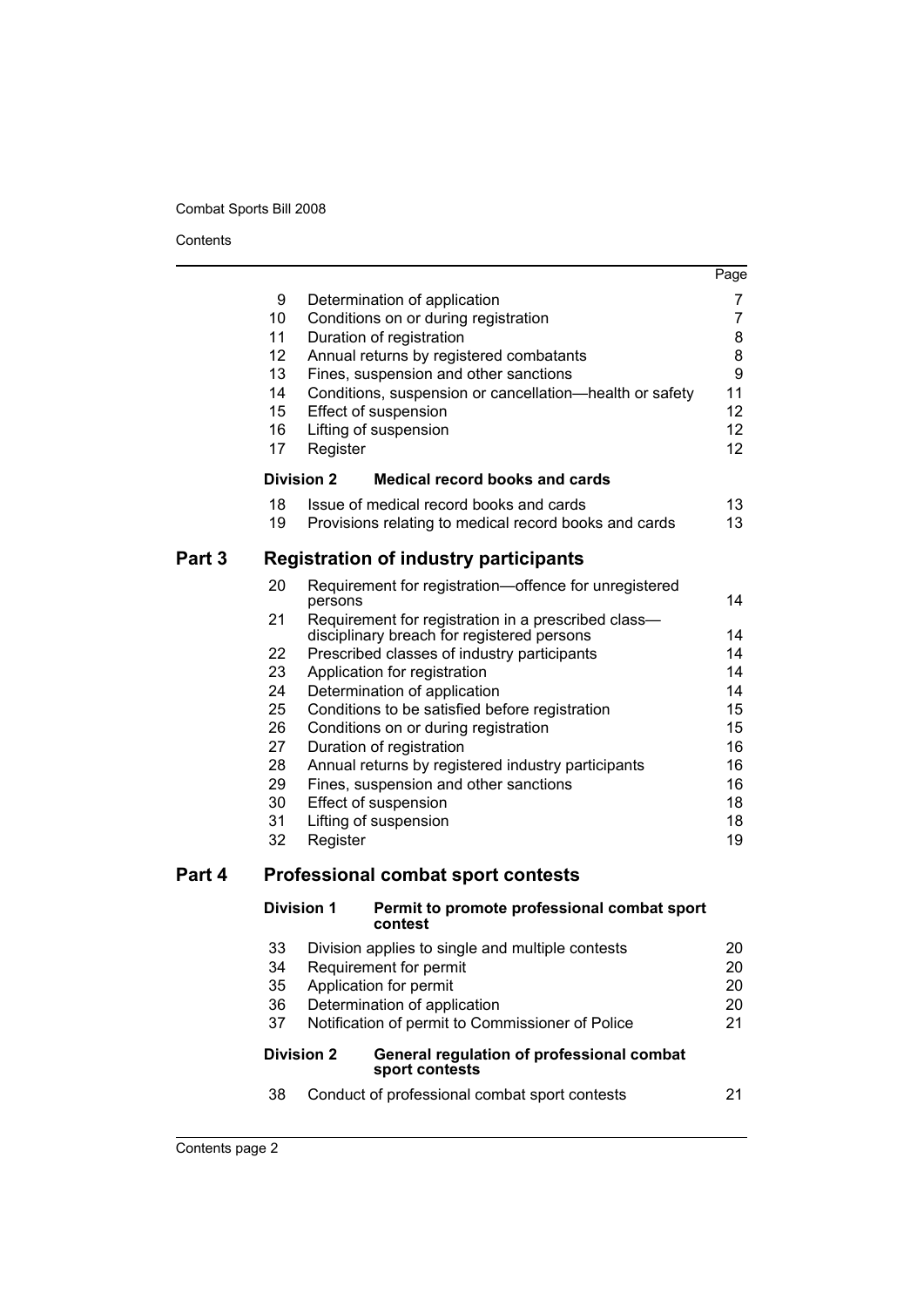| | | Page |
|---|---|---|
| 9 | Determination of application | 7 |
| 10 | Conditions on or during registration | 7 |
| 11 | Duration of registration | 8 |
| 12 | Annual returns by registered combatants | 8 |
| 13 | Fines, suspension and other sanctions | 9 |
| 14 | Conditions, suspension or cancellation—health or safety | 11 |
| 15 | Effect of suspension | 12 |
| 16 | Lifting of suspension | 12 |
| 17 | Register | 12 |

**Division 2 Medical record books and cards**

| | | |
|---|---|---|
| 18 | Issue of medical record books and cards | 13 |
| 19 | Provisions relating to medical record books and cards | 13 |

## Part 3 Registration of industry participants

| | | |
|---|---|---|
| 20 | Requirement for registration—offence for unregistered persons | 14 |
| 21 | Requirement for registration in a prescribed class—disciplinary breach for registered persons | 14 |
| 22 | Prescribed classes of industry participants | 14 |
| 23 | Application for registration | 14 |
| 24 | Determination of application | 14 |
| 25 | Conditions to be satisfied before registration | 15 |
| 26 | Conditions on or during registration | 15 |
| 27 | Duration of registration | 16 |
| 28 | Annual returns by registered industry participants | 16 |
| 29 | Fines, suspension and other sanctions | 16 |
| 30 | Effect of suspension | 18 |
| 31 | Lifting of suspension | 18 |
| 32 | Register | 19 |

## Part 4 Professional combat sport contests

**Division 1 Permit to promote professional combat sport contest**

| | | |
|---|---|---|
| 33 | Division applies to single and multiple contests | 20 |
| 34 | Requirement for permit | 20 |
| 35 | Application for permit | 20 |
| 36 | Determination of application | 20 |
| 37 | Notification of permit to Commissioner of Police | 21 |

**Division 2 General regulation of professional combat sport contests**

| | | |
|---|---|---|
| 38 | Conduct of professional combat sport contests | 21 |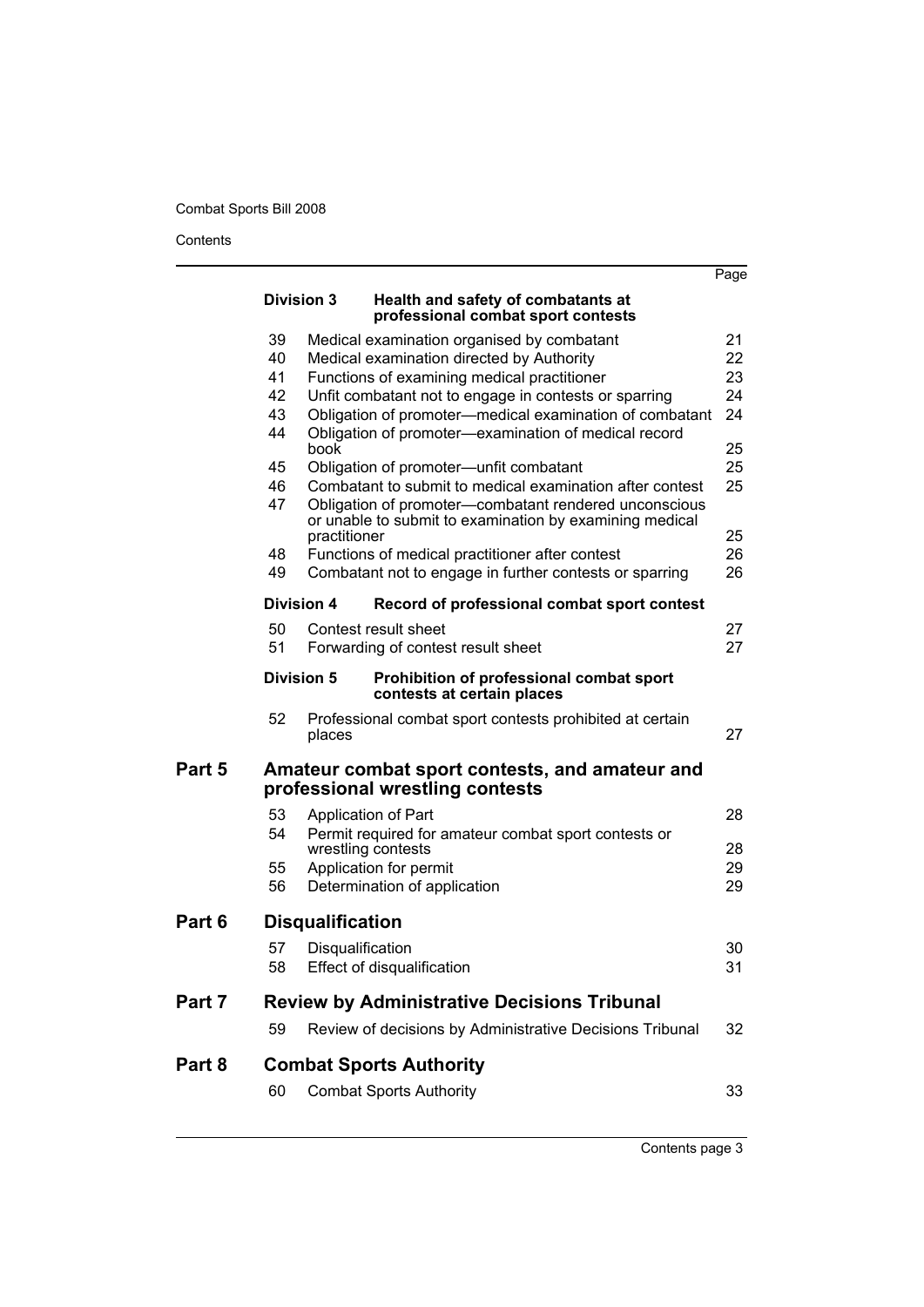| | | Page |
|---|---|---|
| **Division 3** | **Health and safety of combatants at professional combat sport contests** | |
| 39 | Medical examination organised by combatant | 21 |
| 40 | Medical examination directed by Authority | 22 |
| 41 | Functions of examining medical practitioner | 23 |
| 42 | Unfit combatant not to engage in contests or sparring | 24 |
| 43 | Obligation of promoter—medical examination of combatant | 24 |
| 44 | Obligation of promoter—examination of medical record book | 25 |
| 45 | Obligation of promoter—unfit combatant | 25 |
| 46 | Combatant to submit to medical examination after contest | 25 |
| 47 | Obligation of promoter—combatant rendered unconscious or unable to submit to examination by examining medical practitioner | 25 |
| 48 | Functions of medical practitioner after contest | 26 |
| 49 | Combatant not to engage in further contests or sparring | 26 |
| **Division 4** | **Record of professional combat sport contest** | |
| 50 | Contest result sheet | 27 |
| 51 | Forwarding of contest result sheet | 27 |
| **Division 5** | **Prohibition of professional combat sport contests at certain places** | |
| 52 | Professional combat sport contests prohibited at certain places | 27 |
| **Part 5** | **Amateur combat sport contests, and amateur and professional wrestling contests** | |
| 53 | Application of Part | 28 |
| 54 | Permit required for amateur combat sport contests or wrestling contests | 28 |
| 55 | Application for permit | 29 |
| 56 | Determination of application | 29 |
| **Part 6** | **Disqualification** | |
| 57 | Disqualification | 30 |
| 58 | Effect of disqualification | 31 |
| **Part 7** | **Review by Administrative Decisions Tribunal** | |
| 59 | Review of decisions by Administrative Decisions Tribunal | 32 |
| **Part 8** | **Combat Sports Authority** | |
| 60 | Combat Sports Authority | 33 |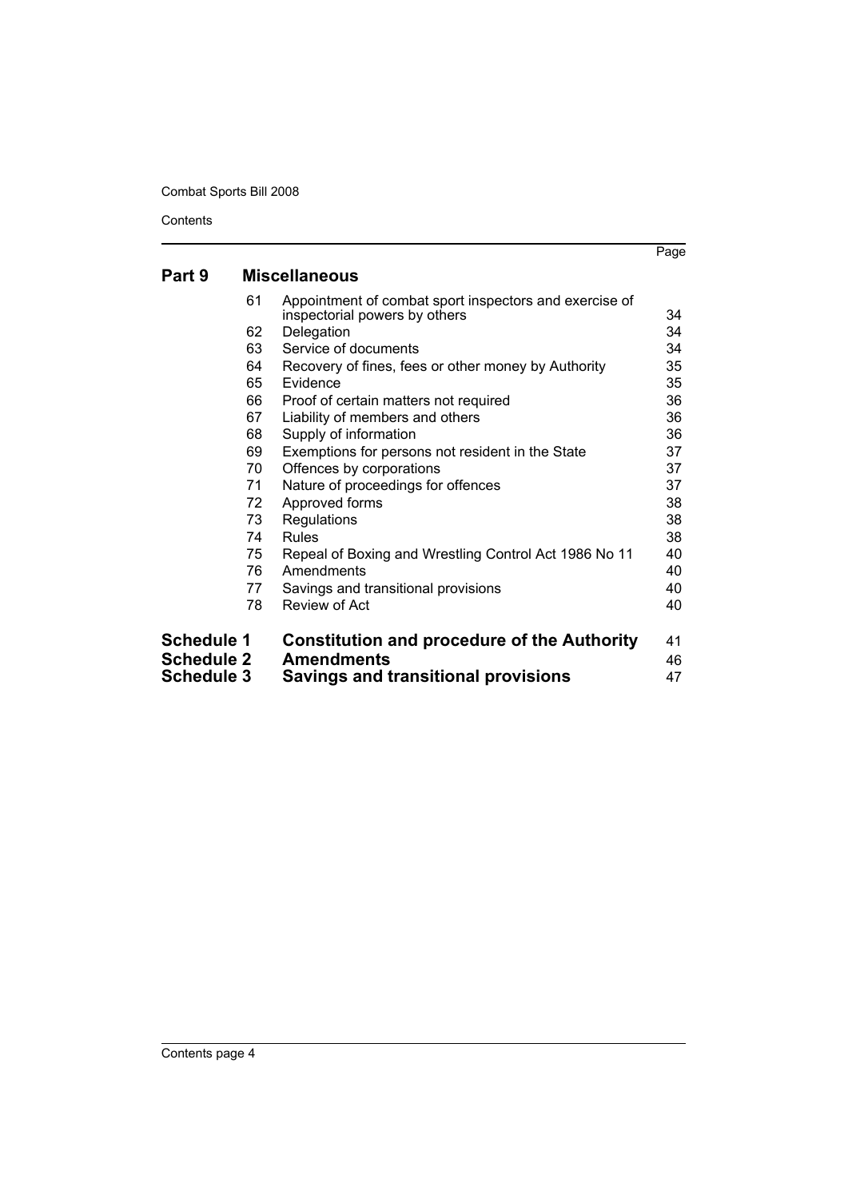| | | | Page |
|---|---|---|---|
| **Part 9** | | **Miscellaneous** | |
| | 61 | Appointment of combat sport inspectors and exercise of inspectorial powers by others | 34 |
| | 62 | Delegation | 34 |
| | 63 | Service of documents | 34 |
| | 64 | Recovery of fines, fees or other money by Authority | 35 |
| | 65 | Evidence | 35 |
| | 66 | Proof of certain matters not required | 36 |
| | 67 | Liability of members and others | 36 |
| | 68 | Supply of information | 36 |
| | 69 | Exemptions for persons not resident in the State | 37 |
| | 70 | Offences by corporations | 37 |
| | 71 | Nature of proceedings for offences | 37 |
| | 72 | Approved forms | 38 |
| | 73 | Regulations | 38 |
| | 74 | Rules | 38 |
| | 75 | Repeal of Boxing and Wrestling Control Act 1986 No 11 | 40 |
| | 76 | Amendments | 40 |
| | 77 | Savings and transitional provisions | 40 |
| | 78 | Review of Act | 40 |
| **Schedule 1** | | **Constitution and procedure of the Authority** | 41 |
| **Schedule 2** | | **Amendments** | 46 |
| **Schedule 3** | | **Savings and transitional provisions** | 47 |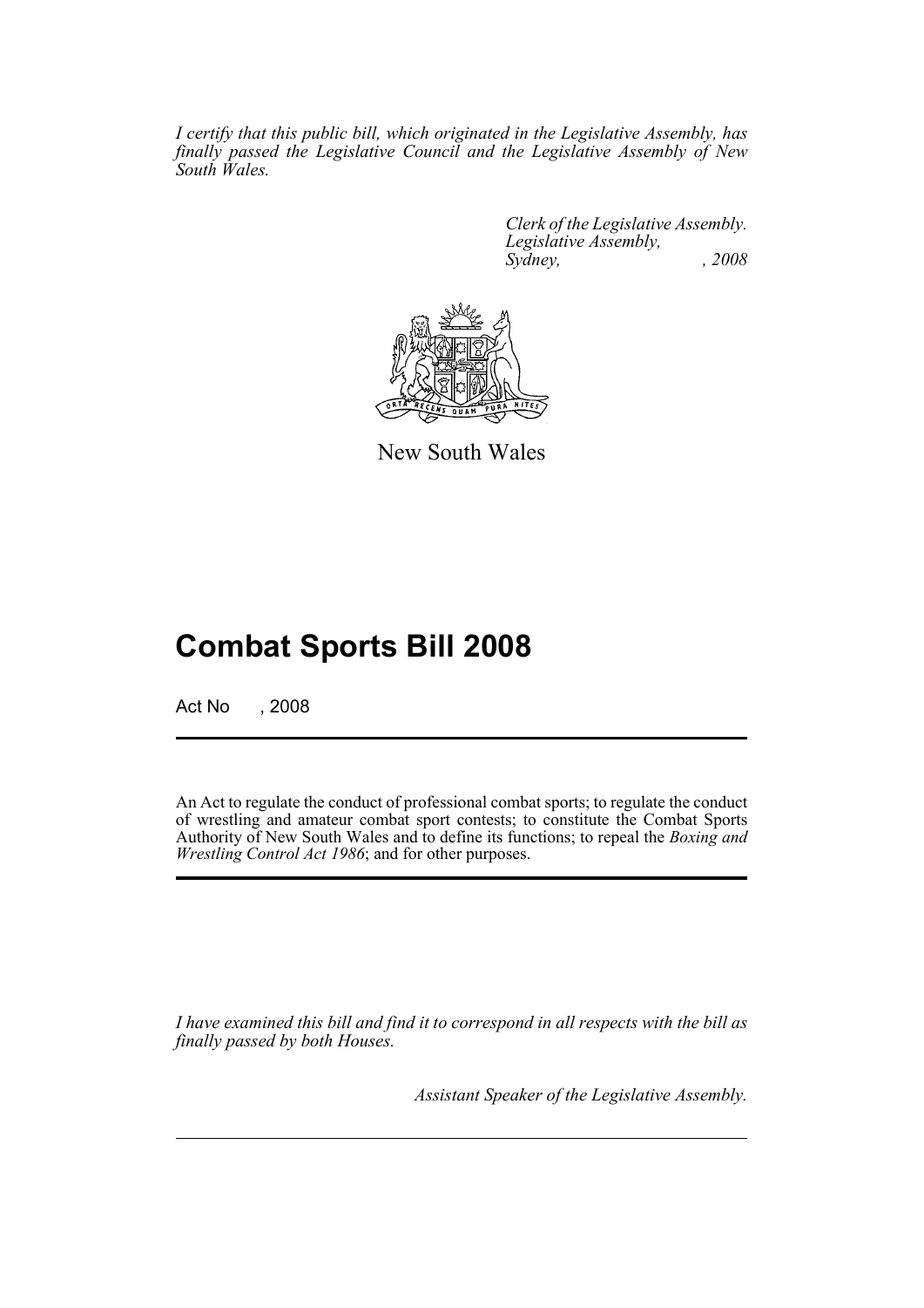*I certify that this public bill, which originated in the Legislative Assembly, has finally passed the Legislative Council and the Legislative Assembly of New South Wales.*

*Clerk of the Legislative Assembly.*
*Legislative Assembly,*
*Sydney, , 2008*

New South Wales

# Combat Sports Bill 2008

Act No , 2008

An Act to regulate the conduct of professional combat sports; to regulate the conduct of wrestling and amateur combat sport contests; to constitute the Combat Sports Authority of New South Wales and to define its functions; to repeal the *Boxing and Wrestling Control Act 1986*; and for other purposes.

*I have examined this bill and find it to correspond in all respects with the bill as finally passed by both Houses.*

*Assistant Speaker of the Legislative Assembly.*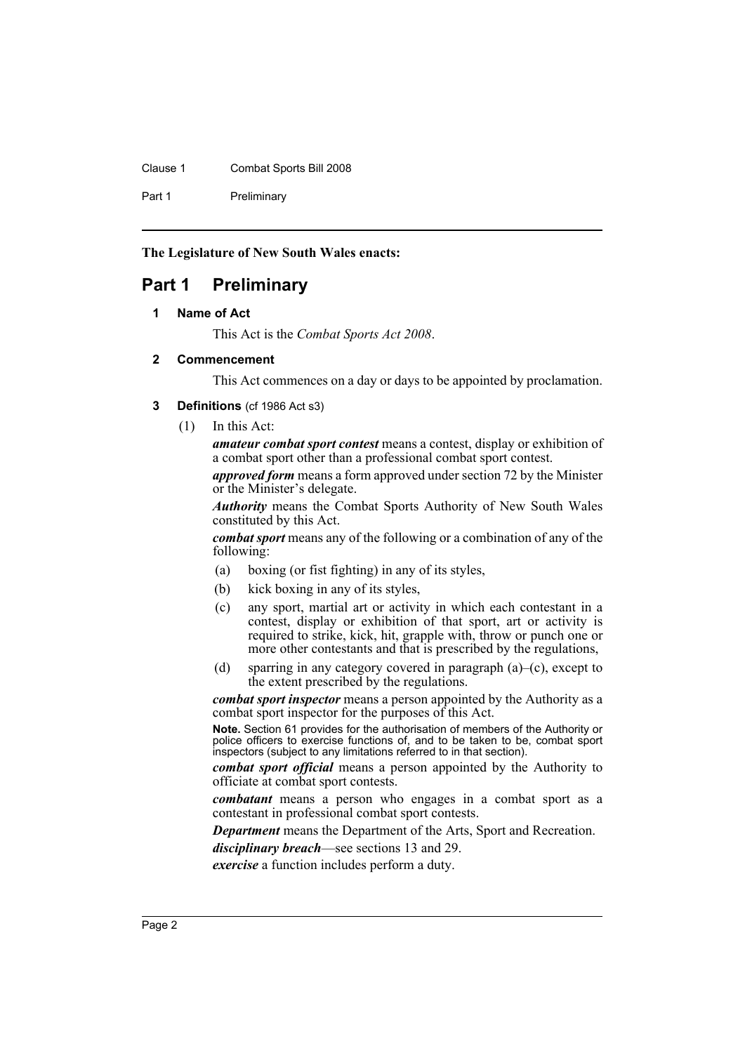**The Legislature of New South Wales enacts:**

# Part 1 Preliminary

## 1 Name of Act

This Act is the *Combat Sports Act 2008*.

## 2 Commencement

This Act commences on a day or days to be appointed by proclamation.

## 3 Definitions (cf 1986 Act s3)

(1) In this Act:

***amateur combat sport contest*** means a contest, display or exhibition of a combat sport other than a professional combat sport contest.

***approved form*** means a form approved under section 72 by the Minister or the Minister's delegate.

***Authority*** means the Combat Sports Authority of New South Wales constituted by this Act.

***combat sport*** means any of the following or a combination of any of the following:

- (a) boxing (or fist fighting) in any of its styles,
- (b) kick boxing in any of its styles,
- (c) any sport, martial art or activity in which each contestant in a contest, display or exhibition of that sport, art or activity is required to strike, kick, hit, grapple with, throw or punch one or more other contestants and that is prescribed by the regulations,
- (d) sparring in any category covered in paragraph (a)–(c), except to the extent prescribed by the regulations.

***combat sport inspector*** means a person appointed by the Authority as a combat sport inspector for the purposes of this Act.

**Note.** Section 61 provides for the authorisation of members of the Authority or police officers to exercise functions of, and to be taken to be, combat sport inspectors (subject to any limitations referred to in that section).

***combat sport official*** means a person appointed by the Authority to officiate at combat sport contests.

***combatant*** means a person who engages in a combat sport as a contestant in professional combat sport contests.

***Department*** means the Department of the Arts, Sport and Recreation.

***disciplinary breach***—see sections 13 and 29.

***exercise*** a function includes perform a duty.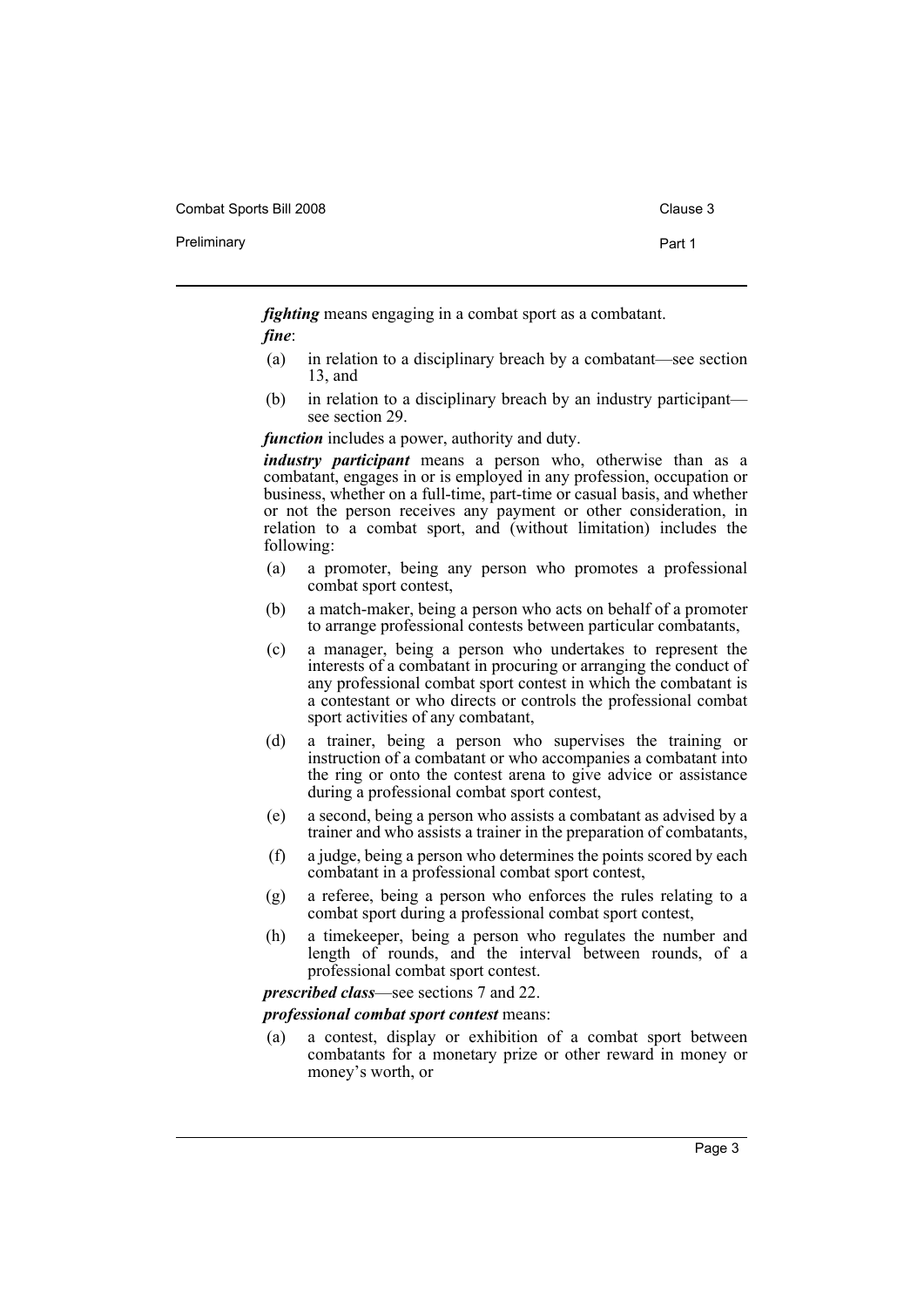***fighting*** means engaging in a combat sport as a combatant.

***fine***:

(a) in relation to a disciplinary breach by a combatant—see section 13, and

(b) in relation to a disciplinary breach by an industry participant—see section 29.

***function*** includes a power, authority and duty.

***industry participant*** means a person who, otherwise than as a combatant, engages in or is employed in any profession, occupation or business, whether on a full-time, part-time or casual basis, and whether or not the person receives any payment or other consideration, in relation to a combat sport, and (without limitation) includes the following:

(a) a promoter, being any person who promotes a professional combat sport contest,

(b) a match-maker, being a person who acts on behalf of a promoter to arrange professional contests between particular combatants,

(c) a manager, being a person who undertakes to represent the interests of a combatant in procuring or arranging the conduct of any professional combat sport contest in which the combatant is a contestant or who directs or controls the professional combat sport activities of any combatant,

(d) a trainer, being a person who supervises the training or instruction of a combatant or who accompanies a combatant into the ring or onto the contest arena to give advice or assistance during a professional combat sport contest,

(e) a second, being a person who assists a combatant as advised by a trainer and who assists a trainer in the preparation of combatants,

(f) a judge, being a person who determines the points scored by each combatant in a professional combat sport contest,

(g) a referee, being a person who enforces the rules relating to a combat sport during a professional combat sport contest,

(h) a timekeeper, being a person who regulates the number and length of rounds, and the interval between rounds, of a professional combat sport contest.

***prescribed class***—see sections 7 and 22.

***professional combat sport contest*** means:

(a) a contest, display or exhibition of a combat sport between combatants for a monetary prize or other reward in money or money's worth, or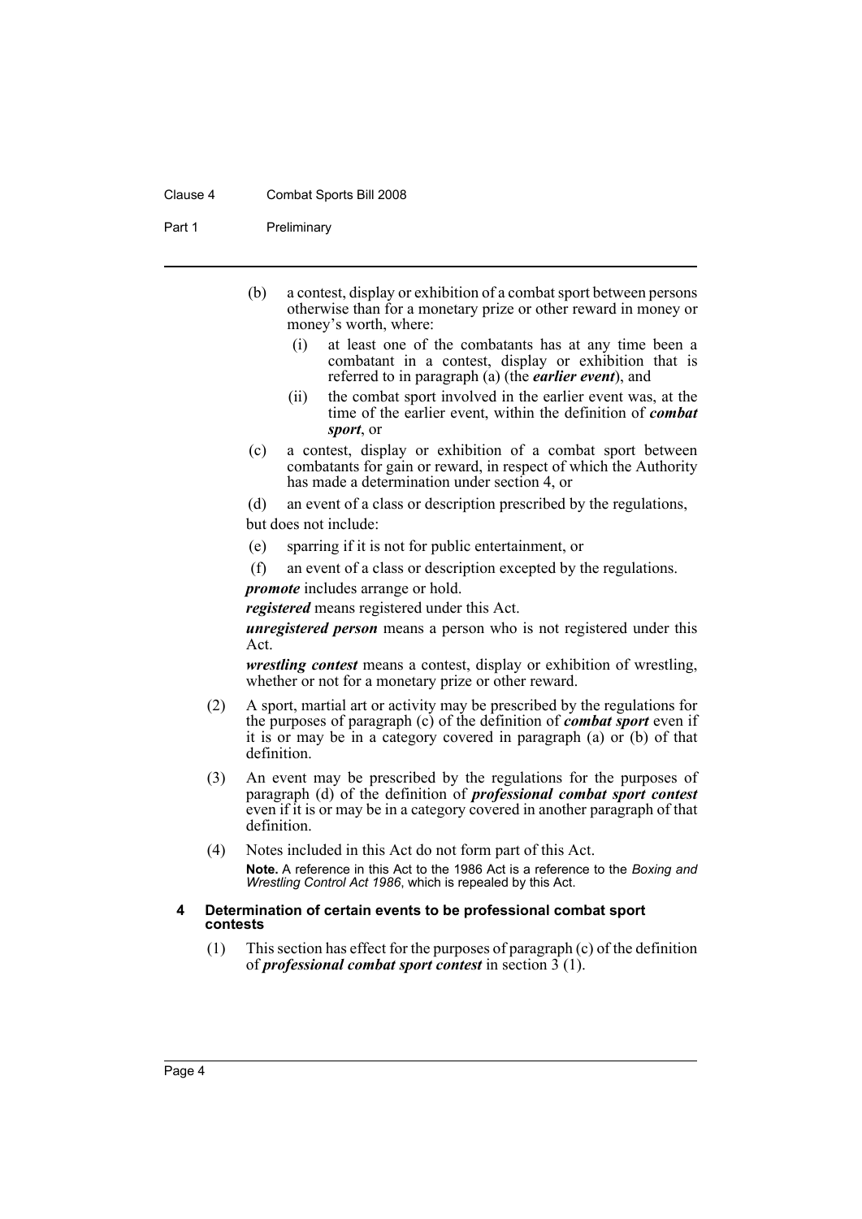(b) a contest, display or exhibition of a combat sport between persons otherwise than for a monetary prize or other reward in money or money's worth, where:

   (i) at least one of the combatants has at any time been a combatant in a contest, display or exhibition that is referred to in paragraph (a) (the ***earlier event***), and

   (ii) the combat sport involved in the earlier event was, at the time of the earlier event, within the definition of ***combat sport***, or

(c) a contest, display or exhibition of a combat sport between combatants for gain or reward, in respect of which the Authority has made a determination under section 4, or

(d) an event of a class or description prescribed by the regulations,

but does not include:

(e) sparring if it is not for public entertainment, or

(f) an event of a class or description excepted by the regulations.

***promote*** includes arrange or hold.

***registered*** means registered under this Act.

***unregistered person*** means a person who is not registered under this Act.

***wrestling contest*** means a contest, display or exhibition of wrestling, whether or not for a monetary prize or other reward.

(2) A sport, martial art or activity may be prescribed by the regulations for the purposes of paragraph (c) of the definition of ***combat sport*** even if it is or may be in a category covered in paragraph (a) or (b) of that definition.

(3) An event may be prescribed by the regulations for the purposes of paragraph (d) of the definition of ***professional combat sport contest*** even if it is or may be in a category covered in another paragraph of that definition.

(4) Notes included in this Act do not form part of this Act.

**Note.** A reference in this Act to the 1986 Act is a reference to the *Boxing and Wrestling Control Act 1986*, which is repealed by this Act.

#### 4 Determination of certain events to be professional combat sport contests

(1) This section has effect for the purposes of paragraph (c) of the definition of ***professional combat sport contest*** in section 3 (1).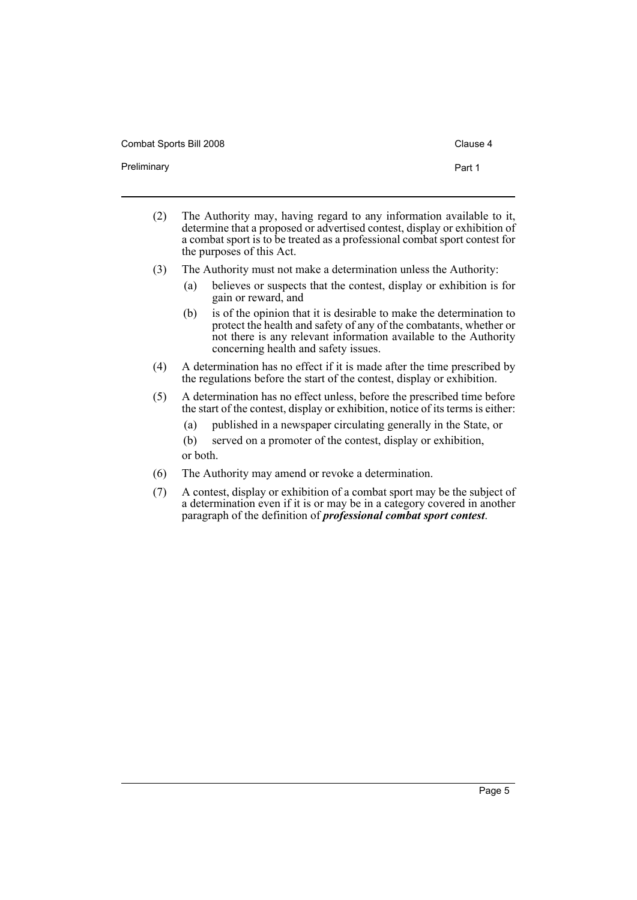(2) The Authority may, having regard to any information available to it, determine that a proposed or advertised contest, display or exhibition of a combat sport is to be treated as a professional combat sport contest for the purposes of this Act.

(3) The Authority must not make a determination unless the Authority:

   (a) believes or suspects that the contest, display or exhibition is for gain or reward, and

   (b) is of the opinion that it is desirable to make the determination to protect the health and safety of any of the combatants, whether or not there is any relevant information available to the Authority concerning health and safety issues.

(4) A determination has no effect if it is made after the time prescribed by the regulations before the start of the contest, display or exhibition.

(5) A determination has no effect unless, before the prescribed time before the start of the contest, display or exhibition, notice of its terms is either:

   (a) published in a newspaper circulating generally in the State, or

   (b) served on a promoter of the contest, display or exhibition,

   or both.

(6) The Authority may amend or revoke a determination.

(7) A contest, display or exhibition of a combat sport may be the subject of a determination even if it is or may be in a category covered in another paragraph of the definition of ***professional combat sport contest***.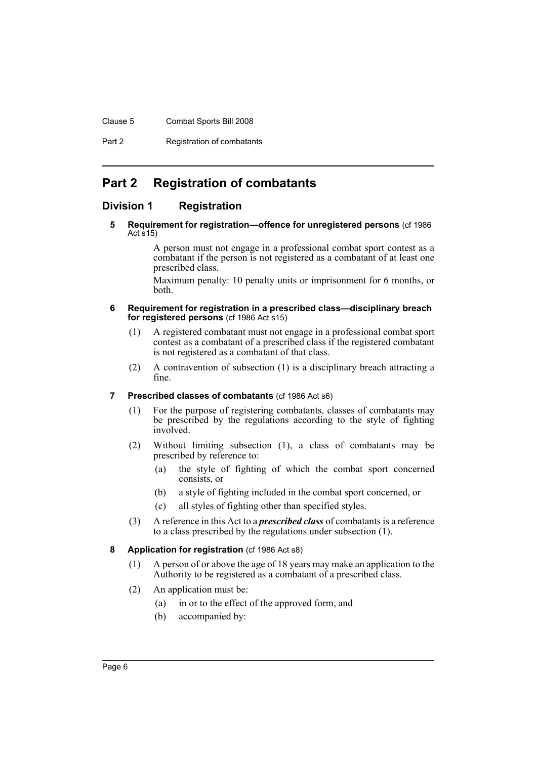# Part 2 Registration of combatants

## Division 1 Registration

### 5 Requirement for registration—offence for unregistered persons (cf 1986 Act s15)

A person must not engage in a professional combat sport contest as a combatant if the person is not registered as a combatant of at least one prescribed class.

Maximum penalty: 10 penalty units or imprisonment for 6 months, or both.

### 6 Requirement for registration in a prescribed class—disciplinary breach for registered persons (cf 1986 Act s15)

(1) A registered combatant must not engage in a professional combat sport contest as a combatant of a prescribed class if the registered combatant is not registered as a combatant of that class.

(2) A contravention of subsection (1) is a disciplinary breach attracting a fine.

### 7 Prescribed classes of combatants (cf 1986 Act s6)

(1) For the purpose of registering combatants, classes of combatants may be prescribed by the regulations according to the style of fighting involved.

(2) Without limiting subsection (1), a class of combatants may be prescribed by reference to:

- (a) the style of fighting of which the combat sport concerned consists, or
- (b) a style of fighting included in the combat sport concerned, or
- (c) all styles of fighting other than specified styles.

(3) A reference in this Act to a ***prescribed class*** of combatants is a reference to a class prescribed by the regulations under subsection (1).

### 8 Application for registration (cf 1986 Act s8)

(1) A person of or above the age of 18 years may make an application to the Authority to be registered as a combatant of a prescribed class.

(2) An application must be:

- (a) in or to the effect of the approved form, and
- (b) accompanied by: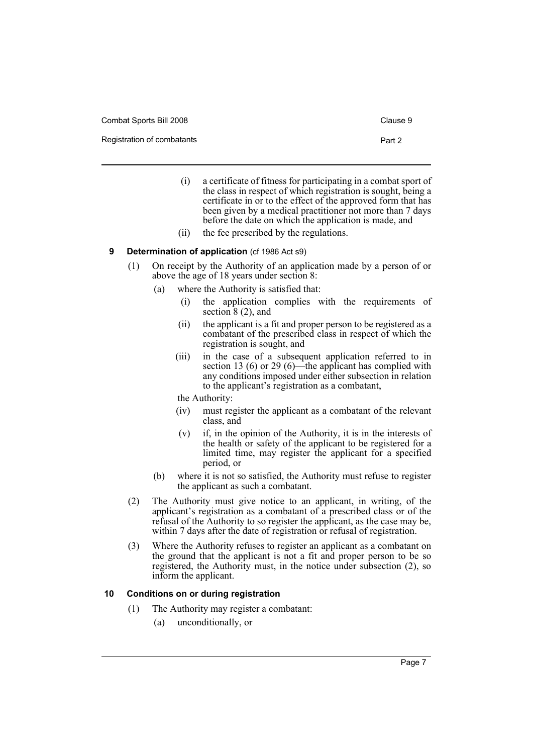(i) a certificate of fitness for participating in a combat sport of the class in respect of which registration is sought, being a certificate in or to the effect of the approved form that has been given by a medical practitioner not more than 7 days before the date on which the application is made, and

(ii) the fee prescribed by the regulations.

### 9 Determination of application (cf 1986 Act s9)

(1) On receipt by the Authority of an application made by a person of or above the age of 18 years under section 8:

(a) where the Authority is satisfied that:

(i) the application complies with the requirements of section 8 (2), and

(ii) the applicant is a fit and proper person to be registered as a combatant of the prescribed class in respect of which the registration is sought, and

(iii) in the case of a subsequent application referred to in section 13 (6) or 29 (6)—the applicant has complied with any conditions imposed under either subsection in relation to the applicant's registration as a combatant,

the Authority:

(iv) must register the applicant as a combatant of the relevant class, and

(v) if, in the opinion of the Authority, it is in the interests of the health or safety of the applicant to be registered for a limited time, may register the applicant for a specified period, or

(b) where it is not so satisfied, the Authority must refuse to register the applicant as such a combatant.

(2) The Authority must give notice to an applicant, in writing, of the applicant's registration as a combatant of a prescribed class or of the refusal of the Authority to so register the applicant, as the case may be, within 7 days after the date of registration or refusal of registration.

(3) Where the Authority refuses to register an applicant as a combatant on the ground that the applicant is not a fit and proper person to be so registered, the Authority must, in the notice under subsection (2), so inform the applicant.

### 10 Conditions on or during registration

(1) The Authority may register a combatant:

(a) unconditionally, or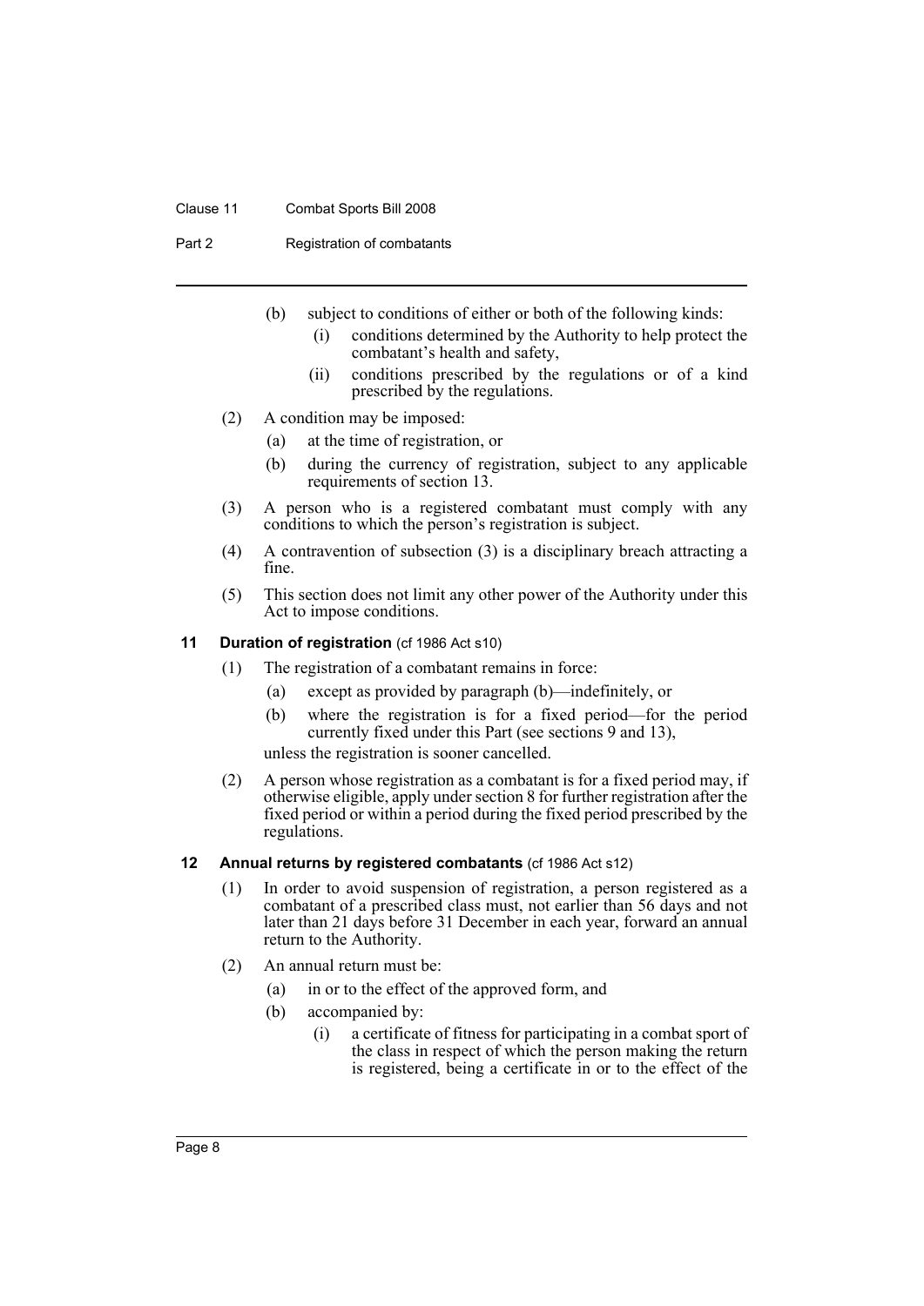(b) subject to conditions of either or both of the following kinds:

(i) conditions determined by the Authority to help protect the combatant's health and safety,

(ii) conditions prescribed by the regulations or of a kind prescribed by the regulations.

(2) A condition may be imposed:

(a) at the time of registration, or

(b) during the currency of registration, subject to any applicable requirements of section 13.

(3) A person who is a registered combatant must comply with any conditions to which the person's registration is subject.

(4) A contravention of subsection (3) is a disciplinary breach attracting a fine.

(5) This section does not limit any other power of the Authority under this Act to impose conditions.

### 11 Duration of registration (cf 1986 Act s10)

(1) The registration of a combatant remains in force:

(a) except as provided by paragraph (b)—indefinitely, or

(b) where the registration is for a fixed period—for the period currently fixed under this Part (see sections 9 and 13),

unless the registration is sooner cancelled.

(2) A person whose registration as a combatant is for a fixed period may, if otherwise eligible, apply under section 8 for further registration after the fixed period or within a period during the fixed period prescribed by the regulations.

### 12 Annual returns by registered combatants (cf 1986 Act s12)

(1) In order to avoid suspension of registration, a person registered as a combatant of a prescribed class must, not earlier than 56 days and not later than 21 days before 31 December in each year, forward an annual return to the Authority.

(2) An annual return must be:

(a) in or to the effect of the approved form, and

(b) accompanied by:

(i) a certificate of fitness for participating in a combat sport of the class in respect of which the person making the return is registered, being a certificate in or to the effect of the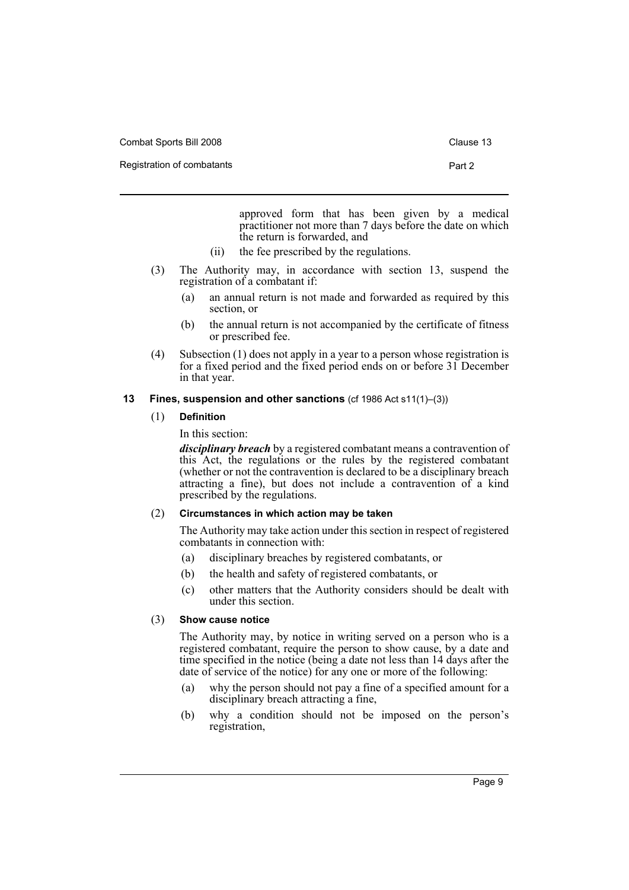approved form that has been given by a medical practitioner not more than 7 days before the date on which the return is forwarded, and

(ii) the fee prescribed by the regulations.

(3) The Authority may, in accordance with section 13, suspend the registration of a combatant if:

(a) an annual return is not made and forwarded as required by this section, or

(b) the annual return is not accompanied by the certificate of fitness or prescribed fee.

(4) Subsection (1) does not apply in a year to a person whose registration is for a fixed period and the fixed period ends on or before 31 December in that year.

### 13 Fines, suspension and other sanctions (cf 1986 Act s11(1)–(3))

(1) **Definition**

In this section:

***disciplinary breach*** by a registered combatant means a contravention of this Act, the regulations or the rules by the registered combatant (whether or not the contravention is declared to be a disciplinary breach attracting a fine), but does not include a contravention of a kind prescribed by the regulations.

(2) **Circumstances in which action may be taken**

The Authority may take action under this section in respect of registered combatants in connection with:

(a) disciplinary breaches by registered combatants, or

(b) the health and safety of registered combatants, or

(c) other matters that the Authority considers should be dealt with under this section.

(3) **Show cause notice**

The Authority may, by notice in writing served on a person who is a registered combatant, require the person to show cause, by a date and time specified in the notice (being a date not less than 14 days after the date of service of the notice) for any one or more of the following:

(a) why the person should not pay a fine of a specified amount for a disciplinary breach attracting a fine,

(b) why a condition should not be imposed on the person's registration,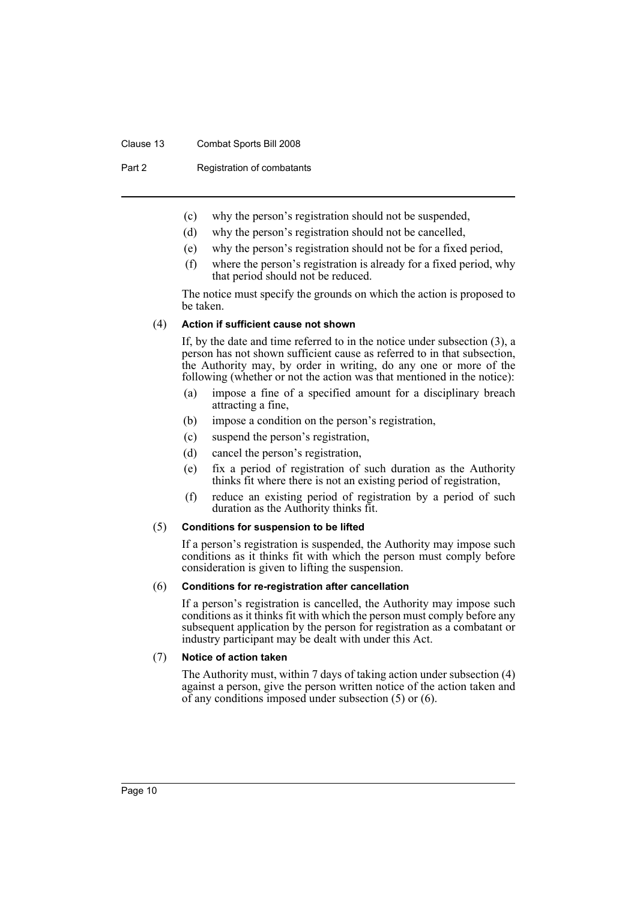(c) why the person's registration should not be suspended,

(d) why the person's registration should not be cancelled,

(e) why the person's registration should not be for a fixed period,

(f) where the person's registration is already for a fixed period, why that period should not be reduced.

The notice must specify the grounds on which the action is proposed to be taken.

(4) **Action if sufficient cause not shown**

If, by the date and time referred to in the notice under subsection (3), a person has not shown sufficient cause as referred to in that subsection, the Authority may, by order in writing, do any one or more of the following (whether or not the action was that mentioned in the notice):

(a) impose a fine of a specified amount for a disciplinary breach attracting a fine,

(b) impose a condition on the person's registration,

(c) suspend the person's registration,

(d) cancel the person's registration,

(e) fix a period of registration of such duration as the Authority thinks fit where there is not an existing period of registration,

(f) reduce an existing period of registration by a period of such duration as the Authority thinks fit.

(5) **Conditions for suspension to be lifted**

If a person's registration is suspended, the Authority may impose such conditions as it thinks fit with which the person must comply before consideration is given to lifting the suspension.

(6) **Conditions for re-registration after cancellation**

If a person's registration is cancelled, the Authority may impose such conditions as it thinks fit with which the person must comply before any subsequent application by the person for registration as a combatant or industry participant may be dealt with under this Act.

(7) **Notice of action taken**

The Authority must, within 7 days of taking action under subsection (4) against a person, give the person written notice of the action taken and of any conditions imposed under subsection (5) or (6).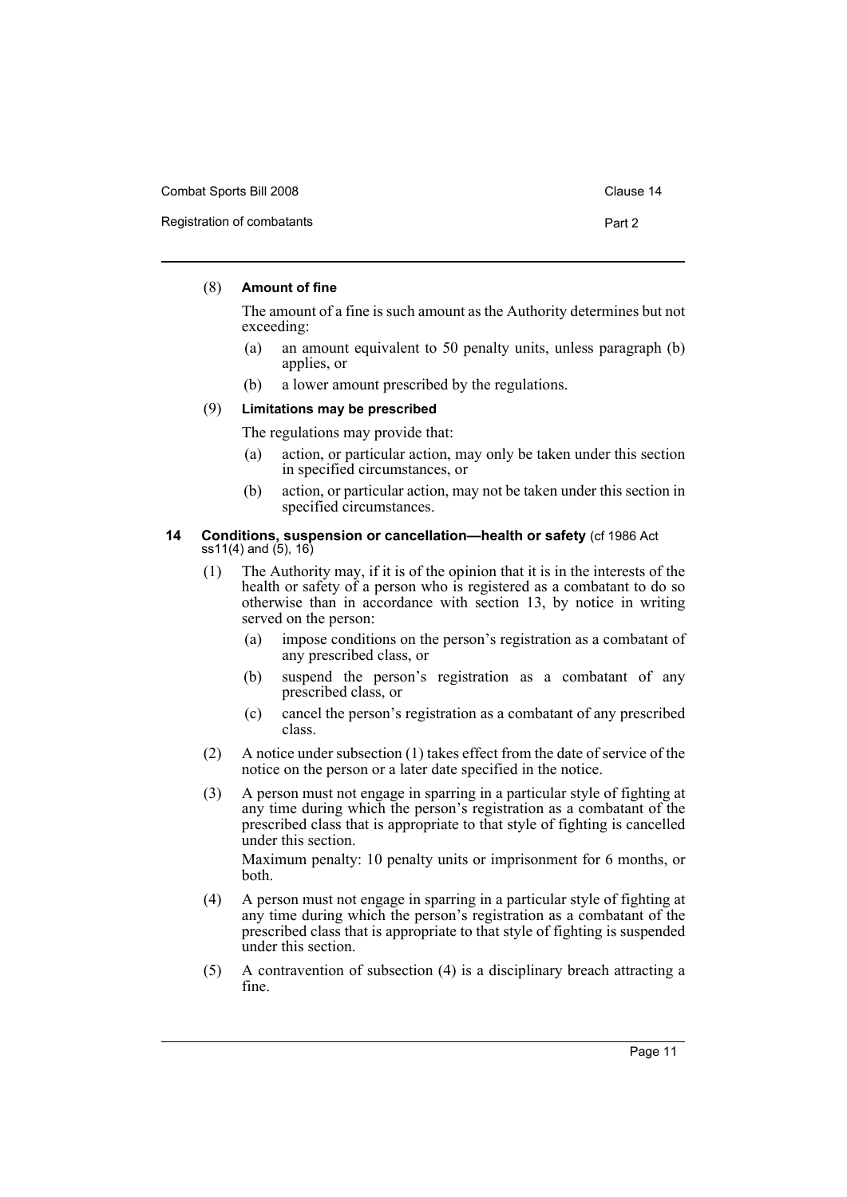(8) **Amount of fine**

The amount of a fine is such amount as the Authority determines but not exceeding:

(a) an amount equivalent to 50 penalty units, unless paragraph (b) applies, or

(b) a lower amount prescribed by the regulations.

(9) **Limitations may be prescribed**

The regulations may provide that:

(a) action, or particular action, may only be taken under this section in specified circumstances, or

(b) action, or particular action, may not be taken under this section in specified circumstances.

### 14 Conditions, suspension or cancellation—health or safety (cf 1986 Act ss11(4) and (5), 16)

(1) The Authority may, if it is of the opinion that it is in the interests of the health or safety of a person who is registered as a combatant to do so otherwise than in accordance with section 13, by notice in writing served on the person:

(a) impose conditions on the person's registration as a combatant of any prescribed class, or

(b) suspend the person's registration as a combatant of any prescribed class, or

(c) cancel the person's registration as a combatant of any prescribed class.

(2) A notice under subsection (1) takes effect from the date of service of the notice on the person or a later date specified in the notice.

(3) A person must not engage in sparring in a particular style of fighting at any time during which the person's registration as a combatant of the prescribed class that is appropriate to that style of fighting is cancelled under this section.

Maximum penalty: 10 penalty units or imprisonment for 6 months, or both.

(4) A person must not engage in sparring in a particular style of fighting at any time during which the person's registration as a combatant of the prescribed class that is appropriate to that style of fighting is suspended under this section.

(5) A contravention of subsection (4) is a disciplinary breach attracting a fine.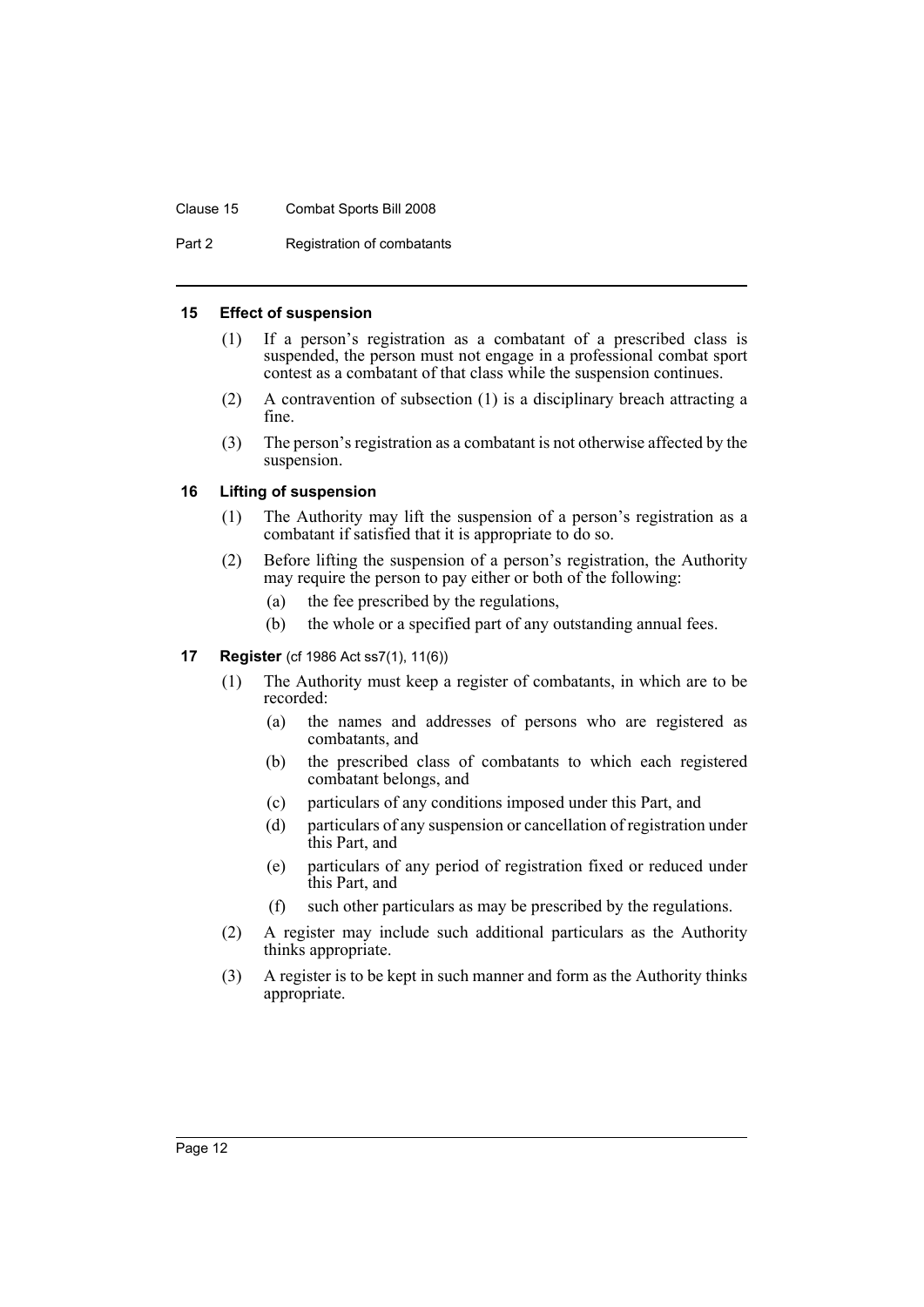### 15 Effect of suspension

(1) If a person's registration as a combatant of a prescribed class is suspended, the person must not engage in a professional combat sport contest as a combatant of that class while the suspension continues.

(2) A contravention of subsection (1) is a disciplinary breach attracting a fine.

(3) The person's registration as a combatant is not otherwise affected by the suspension.

### 16 Lifting of suspension

(1) The Authority may lift the suspension of a person's registration as a combatant if satisfied that it is appropriate to do so.

(2) Before lifting the suspension of a person's registration, the Authority may require the person to pay either or both of the following:

- (a) the fee prescribed by the regulations,
- (b) the whole or a specified part of any outstanding annual fees.

### 17 Register (cf 1986 Act ss7(1), 11(6))

(1) The Authority must keep a register of combatants, in which are to be recorded:

- (a) the names and addresses of persons who are registered as combatants, and
- (b) the prescribed class of combatants to which each registered combatant belongs, and
- (c) particulars of any conditions imposed under this Part, and
- (d) particulars of any suspension or cancellation of registration under this Part, and
- (e) particulars of any period of registration fixed or reduced under this Part, and
- (f) such other particulars as may be prescribed by the regulations.

(2) A register may include such additional particulars as the Authority thinks appropriate.

(3) A register is to be kept in such manner and form as the Authority thinks appropriate.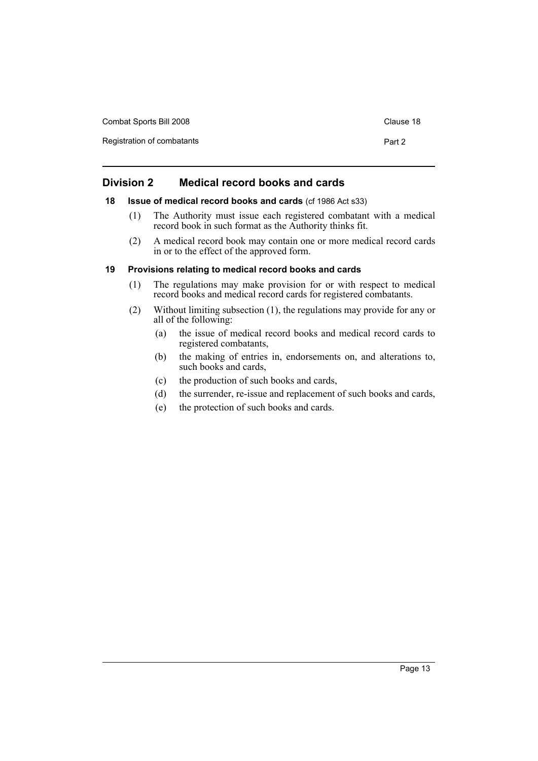## Division 2 Medical record books and cards

### 18 Issue of medical record books and cards (cf 1986 Act s33)

(1) The Authority must issue each registered combatant with a medical record book in such format as the Authority thinks fit.

(2) A medical record book may contain one or more medical record cards in or to the effect of the approved form.

### 19 Provisions relating to medical record books and cards

(1) The regulations may make provision for or with respect to medical record books and medical record cards for registered combatants.

(2) Without limiting subsection (1), the regulations may provide for any or all of the following:

- (a) the issue of medical record books and medical record cards to registered combatants,
- (b) the making of entries in, endorsements on, and alterations to, such books and cards,
- (c) the production of such books and cards,
- (d) the surrender, re-issue and replacement of such books and cards,
- (e) the protection of such books and cards.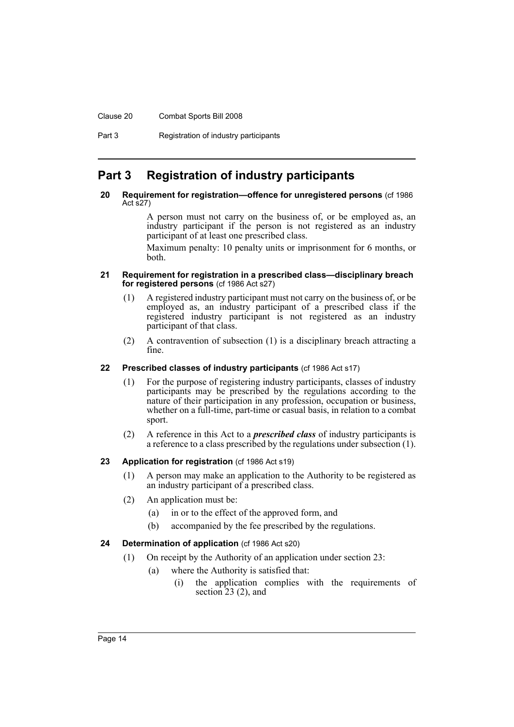# Part 3 Registration of industry participants

**20 Requirement for registration—offence for unregistered persons** (cf 1986 Act s27)

A person must not carry on the business of, or be employed as, an industry participant if the person is not registered as an industry participant of at least one prescribed class.

Maximum penalty: 10 penalty units or imprisonment for 6 months, or both.

**21 Requirement for registration in a prescribed class—disciplinary breach for registered persons** (cf 1986 Act s27)

(1) A registered industry participant must not carry on the business of, or be employed as, an industry participant of a prescribed class if the registered industry participant is not registered as an industry participant of that class.

(2) A contravention of subsection (1) is a disciplinary breach attracting a fine.

**22 Prescribed classes of industry participants** (cf 1986 Act s17)

(1) For the purpose of registering industry participants, classes of industry participants may be prescribed by the regulations according to the nature of their participation in any profession, occupation or business, whether on a full-time, part-time or casual basis, in relation to a combat sport.

(2) A reference in this Act to a ***prescribed class*** of industry participants is a reference to a class prescribed by the regulations under subsection (1).

**23 Application for registration** (cf 1986 Act s19)

(1) A person may make an application to the Authority to be registered as an industry participant of a prescribed class.

(2) An application must be:

(a) in or to the effect of the approved form, and

(b) accompanied by the fee prescribed by the regulations.

**24 Determination of application** (cf 1986 Act s20)

(1) On receipt by the Authority of an application under section 23:

(a) where the Authority is satisfied that:

(i) the application complies with the requirements of section 23 (2), and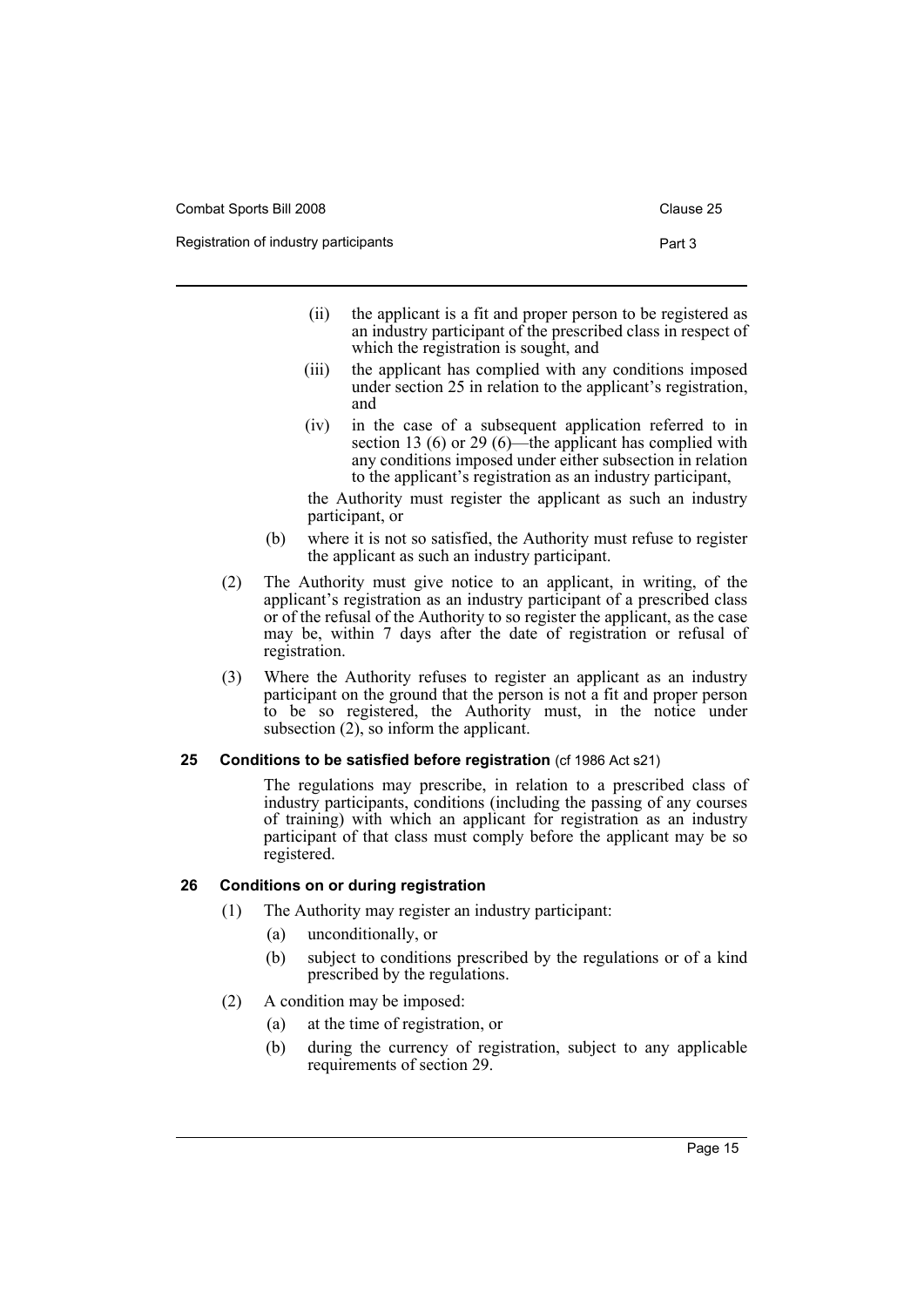(ii) the applicant is a fit and proper person to be registered as an industry participant of the prescribed class in respect of which the registration is sought, and

(iii) the applicant has complied with any conditions imposed under section 25 in relation to the applicant's registration, and

(iv) in the case of a subsequent application referred to in section 13 (6) or 29 (6)—the applicant has complied with any conditions imposed under either subsection in relation to the applicant's registration as an industry participant,

the Authority must register the applicant as such an industry participant, or

(b) where it is not so satisfied, the Authority must refuse to register the applicant as such an industry participant.

(2) The Authority must give notice to an applicant, in writing, of the applicant's registration as an industry participant of a prescribed class or of the refusal of the Authority to so register the applicant, as the case may be, within 7 days after the date of registration or refusal of registration.

(3) Where the Authority refuses to register an applicant as an industry participant on the ground that the person is not a fit and proper person to be so registered, the Authority must, in the notice under subsection (2), so inform the applicant.

### 25 Conditions to be satisfied before registration (cf 1986 Act s21)

The regulations may prescribe, in relation to a prescribed class of industry participants, conditions (including the passing of any courses of training) with which an applicant for registration as an industry participant of that class must comply before the applicant may be so registered.

### 26 Conditions on or during registration

(1) The Authority may register an industry participant:

(a) unconditionally, or

(b) subject to conditions prescribed by the regulations or of a kind prescribed by the regulations.

(2) A condition may be imposed:

(a) at the time of registration, or

(b) during the currency of registration, subject to any applicable requirements of section 29.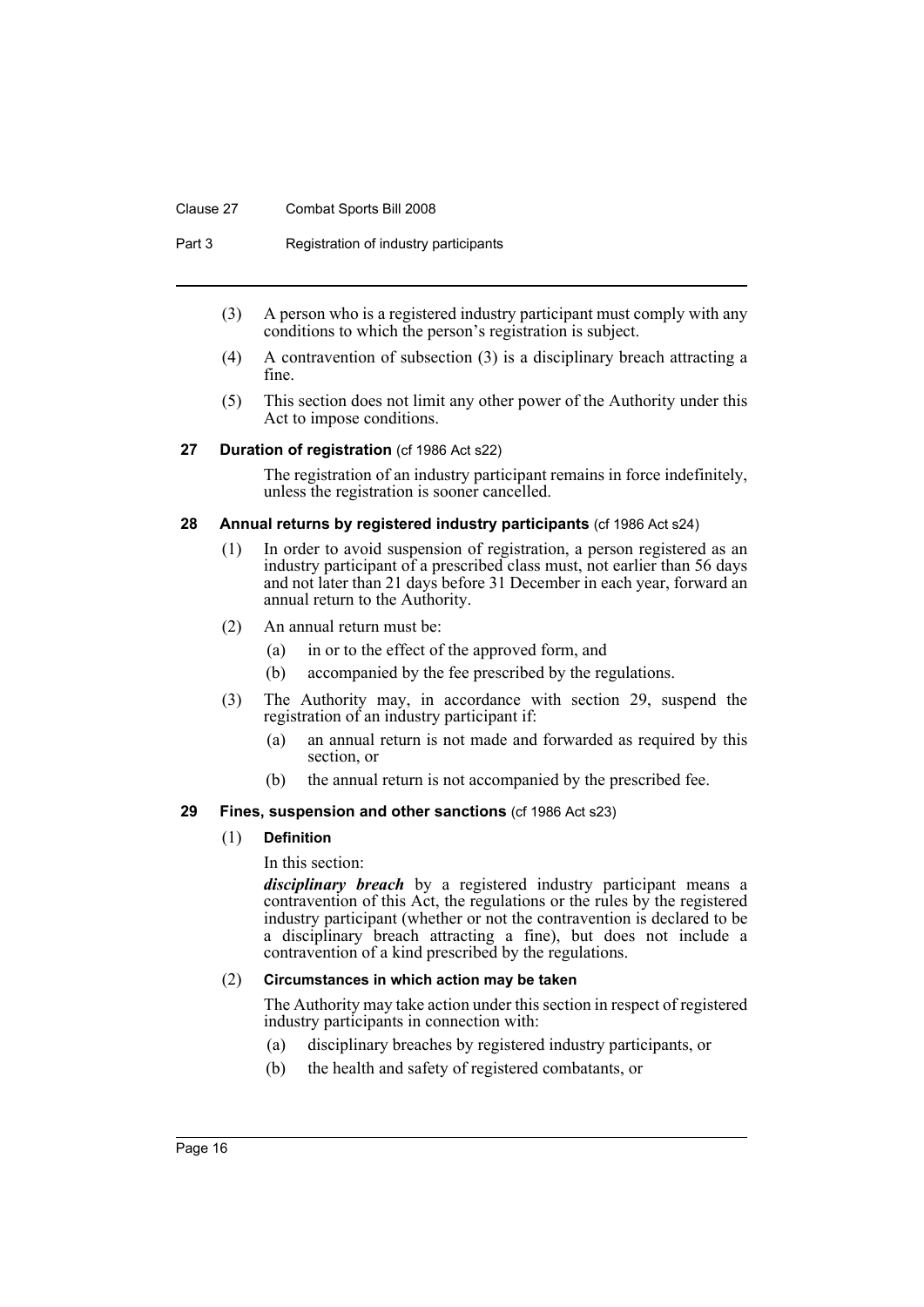(3) A person who is a registered industry participant must comply with any conditions to which the person's registration is subject.

(4) A contravention of subsection (3) is a disciplinary breach attracting a fine.

(5) This section does not limit any other power of the Authority under this Act to impose conditions.

### 27 Duration of registration (cf 1986 Act s22)

The registration of an industry participant remains in force indefinitely, unless the registration is sooner cancelled.

### 28 Annual returns by registered industry participants (cf 1986 Act s24)

(1) In order to avoid suspension of registration, a person registered as an industry participant of a prescribed class must, not earlier than 56 days and not later than 21 days before 31 December in each year, forward an annual return to the Authority.

(2) An annual return must be:

- (a) in or to the effect of the approved form, and
- (b) accompanied by the fee prescribed by the regulations.

(3) The Authority may, in accordance with section 29, suspend the registration of an industry participant if:

- (a) an annual return is not made and forwarded as required by this section, or
- (b) the annual return is not accompanied by the prescribed fee.

### 29 Fines, suspension and other sanctions (cf 1986 Act s23)

(1) **Definition**

In this section:

***disciplinary breach*** by a registered industry participant means a contravention of this Act, the regulations or the rules by the registered industry participant (whether or not the contravention is declared to be a disciplinary breach attracting a fine), but does not include a contravention of a kind prescribed by the regulations.

(2) **Circumstances in which action may be taken**

The Authority may take action under this section in respect of registered industry participants in connection with:

- (a) disciplinary breaches by registered industry participants, or
- (b) the health and safety of registered combatants, or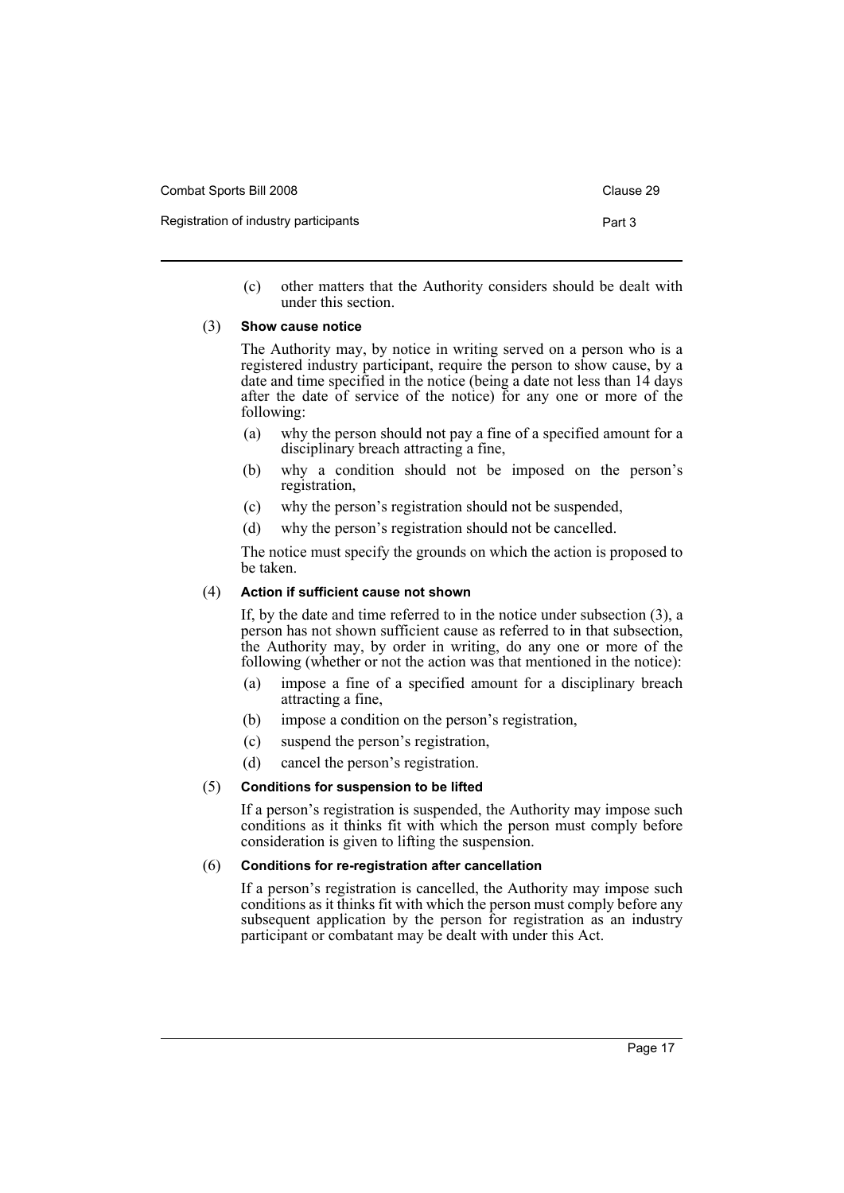(c) other matters that the Authority considers should be dealt with under this section.

(3) **Show cause notice**

The Authority may, by notice in writing served on a person who is a registered industry participant, require the person to show cause, by a date and time specified in the notice (being a date not less than 14 days after the date of service of the notice) for any one or more of the following:

(a) why the person should not pay a fine of a specified amount for a disciplinary breach attracting a fine,

(b) why a condition should not be imposed on the person's registration,

(c) why the person's registration should not be suspended,

(d) why the person's registration should not be cancelled.

The notice must specify the grounds on which the action is proposed to be taken.

(4) **Action if sufficient cause not shown**

If, by the date and time referred to in the notice under subsection (3), a person has not shown sufficient cause as referred to in that subsection, the Authority may, by order in writing, do any one or more of the following (whether or not the action was that mentioned in the notice):

(a) impose a fine of a specified amount for a disciplinary breach attracting a fine,

(b) impose a condition on the person's registration,

(c) suspend the person's registration,

(d) cancel the person's registration.

(5) **Conditions for suspension to be lifted**

If a person's registration is suspended, the Authority may impose such conditions as it thinks fit with which the person must comply before consideration is given to lifting the suspension.

(6) **Conditions for re-registration after cancellation**

If a person's registration is cancelled, the Authority may impose such conditions as it thinks fit with which the person must comply before any subsequent application by the person for registration as an industry participant or combatant may be dealt with under this Act.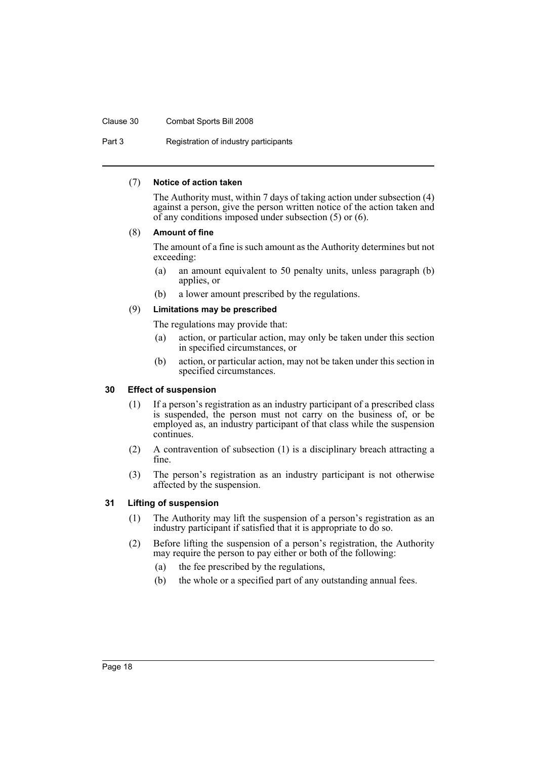(7) **Notice of action taken**

The Authority must, within 7 days of taking action under subsection (4) against a person, give the person written notice of the action taken and of any conditions imposed under subsection (5) or (6).

(8) **Amount of fine**

The amount of a fine is such amount as the Authority determines but not exceeding:

(a) an amount equivalent to 50 penalty units, unless paragraph (b) applies, or

(b) a lower amount prescribed by the regulations.

(9) **Limitations may be prescribed**

The regulations may provide that:

(a) action, or particular action, may only be taken under this section in specified circumstances, or

(b) action, or particular action, may not be taken under this section in specified circumstances.

### 30 Effect of suspension

(1) If a person's registration as an industry participant of a prescribed class is suspended, the person must not carry on the business of, or be employed as, an industry participant of that class while the suspension continues.

(2) A contravention of subsection (1) is a disciplinary breach attracting a fine.

(3) The person's registration as an industry participant is not otherwise affected by the suspension.

### 31 Lifting of suspension

(1) The Authority may lift the suspension of a person's registration as an industry participant if satisfied that it is appropriate to do so.

(2) Before lifting the suspension of a person's registration, the Authority may require the person to pay either or both of the following:

(a) the fee prescribed by the regulations,

(b) the whole or a specified part of any outstanding annual fees.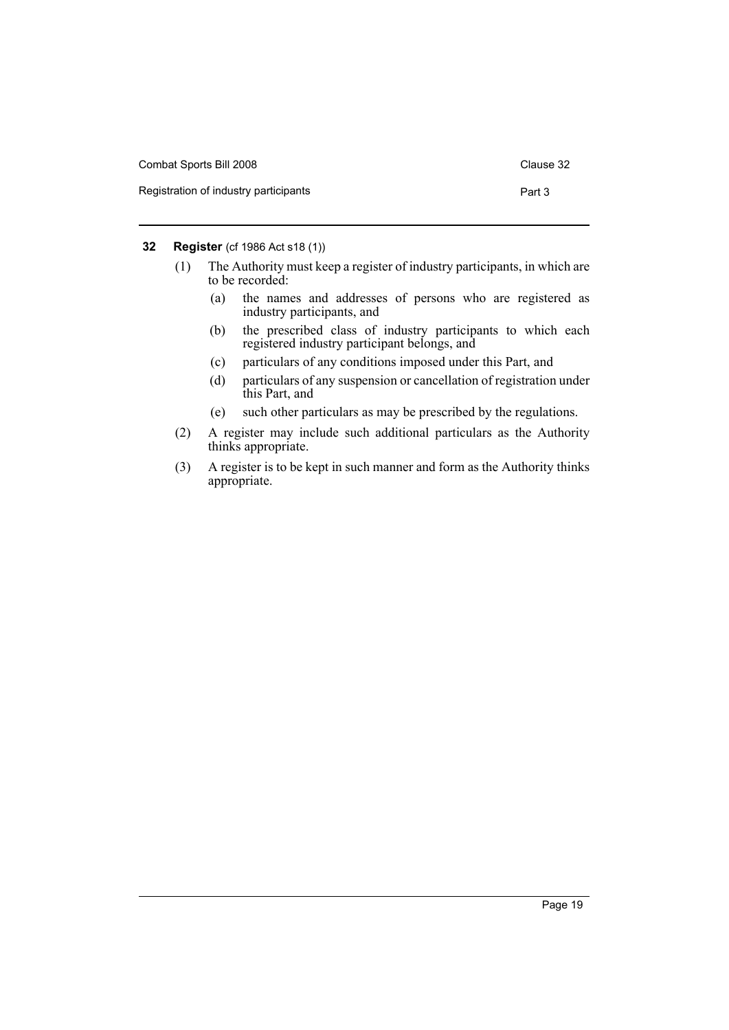**32 Register** (cf 1986 Act s18 (1))

(1) The Authority must keep a register of industry participants, in which are to be recorded:

(a) the names and addresses of persons who are registered as industry participants, and

(b) the prescribed class of industry participants to which each registered industry participant belongs, and

(c) particulars of any conditions imposed under this Part, and

(d) particulars of any suspension or cancellation of registration under this Part, and

(e) such other particulars as may be prescribed by the regulations.

(2) A register may include such additional particulars as the Authority thinks appropriate.

(3) A register is to be kept in such manner and form as the Authority thinks appropriate.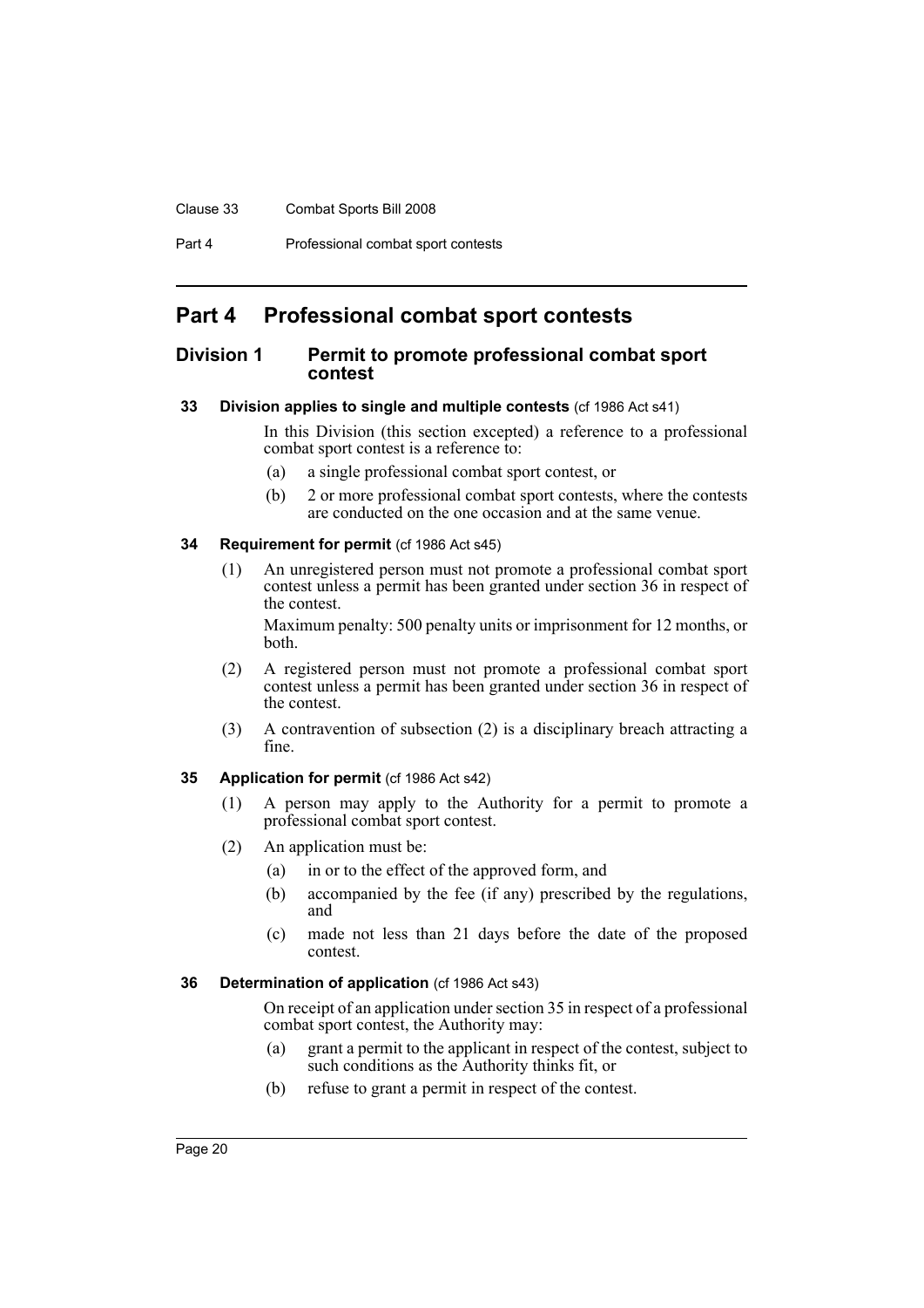# Part 4 Professional combat sport contests

## Division 1 Permit to promote professional combat sport contest

### 33 Division applies to single and multiple contests (cf 1986 Act s41)

In this Division (this section excepted) a reference to a professional combat sport contest is a reference to:

(a) a single professional combat sport contest, or

(b) 2 or more professional combat sport contests, where the contests are conducted on the one occasion and at the same venue.

### 34 Requirement for permit (cf 1986 Act s45)

(1) An unregistered person must not promote a professional combat sport contest unless a permit has been granted under section 36 in respect of the contest.

Maximum penalty: 500 penalty units or imprisonment for 12 months, or both.

(2) A registered person must not promote a professional combat sport contest unless a permit has been granted under section 36 in respect of the contest.

(3) A contravention of subsection (2) is a disciplinary breach attracting a fine.

### 35 Application for permit (cf 1986 Act s42)

(1) A person may apply to the Authority for a permit to promote a professional combat sport contest.

(2) An application must be:

(a) in or to the effect of the approved form, and

(b) accompanied by the fee (if any) prescribed by the regulations, and

(c) made not less than 21 days before the date of the proposed contest.

### 36 Determination of application (cf 1986 Act s43)

On receipt of an application under section 35 in respect of a professional combat sport contest, the Authority may:

(a) grant a permit to the applicant in respect of the contest, subject to such conditions as the Authority thinks fit, or

(b) refuse to grant a permit in respect of the contest.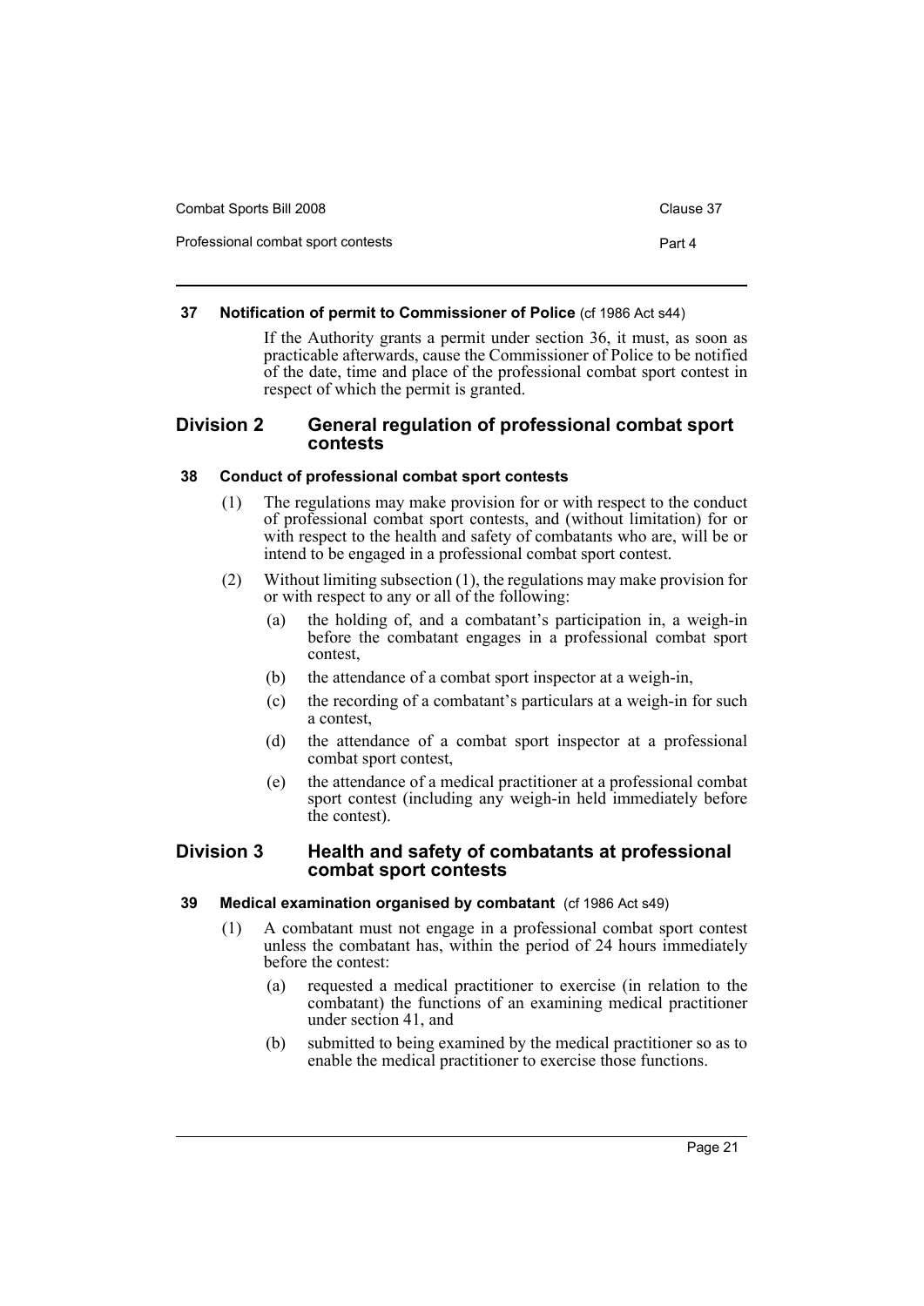#### 37 Notification of permit to Commissioner of Police (cf 1986 Act s44)

If the Authority grants a permit under section 36, it must, as soon as practicable afterwards, cause the Commissioner of Police to be notified of the date, time and place of the professional combat sport contest in respect of which the permit is granted.

## Division 2 General regulation of professional combat sport contests

#### 38 Conduct of professional combat sport contests

(1) The regulations may make provision for or with respect to the conduct of professional combat sport contests, and (without limitation) for or with respect to the health and safety of combatants who are, will be or intend to be engaged in a professional combat sport contest.

(2) Without limiting subsection (1), the regulations may make provision for or with respect to any or all of the following:

- (a) the holding of, and a combatant's participation in, a weigh-in before the combatant engages in a professional combat sport contest,
- (b) the attendance of a combat sport inspector at a weigh-in,
- (c) the recording of a combatant's particulars at a weigh-in for such a contest,
- (d) the attendance of a combat sport inspector at a professional combat sport contest,
- (e) the attendance of a medical practitioner at a professional combat sport contest (including any weigh-in held immediately before the contest).

## Division 3 Health and safety of combatants at professional combat sport contests

#### 39 Medical examination organised by combatant (cf 1986 Act s49)

(1) A combatant must not engage in a professional combat sport contest unless the combatant has, within the period of 24 hours immediately before the contest:

- (a) requested a medical practitioner to exercise (in relation to the combatant) the functions of an examining medical practitioner under section 41, and
- (b) submitted to being examined by the medical practitioner so as to enable the medical practitioner to exercise those functions.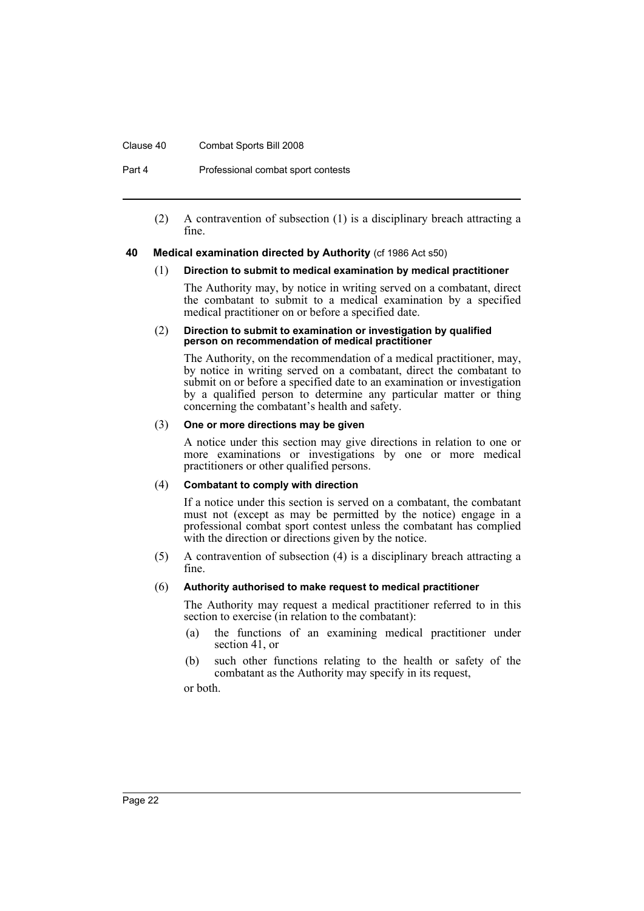(2) A contravention of subsection (1) is a disciplinary breach attracting a fine.

### 40 Medical examination directed by Authority (cf 1986 Act s50)

(1) **Direction to submit to medical examination by medical practitioner**

The Authority may, by notice in writing served on a combatant, direct the combatant to submit to a medical examination by a specified medical practitioner on or before a specified date.

(2) **Direction to submit to examination or investigation by qualified person on recommendation of medical practitioner**

The Authority, on the recommendation of a medical practitioner, may, by notice in writing served on a combatant, direct the combatant to submit on or before a specified date to an examination or investigation by a qualified person to determine any particular matter or thing concerning the combatant's health and safety.

(3) **One or more directions may be given**

A notice under this section may give directions in relation to one or more examinations or investigations by one or more medical practitioners or other qualified persons.

(4) **Combatant to comply with direction**

If a notice under this section is served on a combatant, the combatant must not (except as may be permitted by the notice) engage in a professional combat sport contest unless the combatant has complied with the direction or directions given by the notice.

(5) A contravention of subsection (4) is a disciplinary breach attracting a fine.

(6) **Authority authorised to make request to medical practitioner**

The Authority may request a medical practitioner referred to in this section to exercise (in relation to the combatant):

- (a) the functions of an examining medical practitioner under section 41, or
- (b) such other functions relating to the health or safety of the combatant as the Authority may specify in its request,

or both.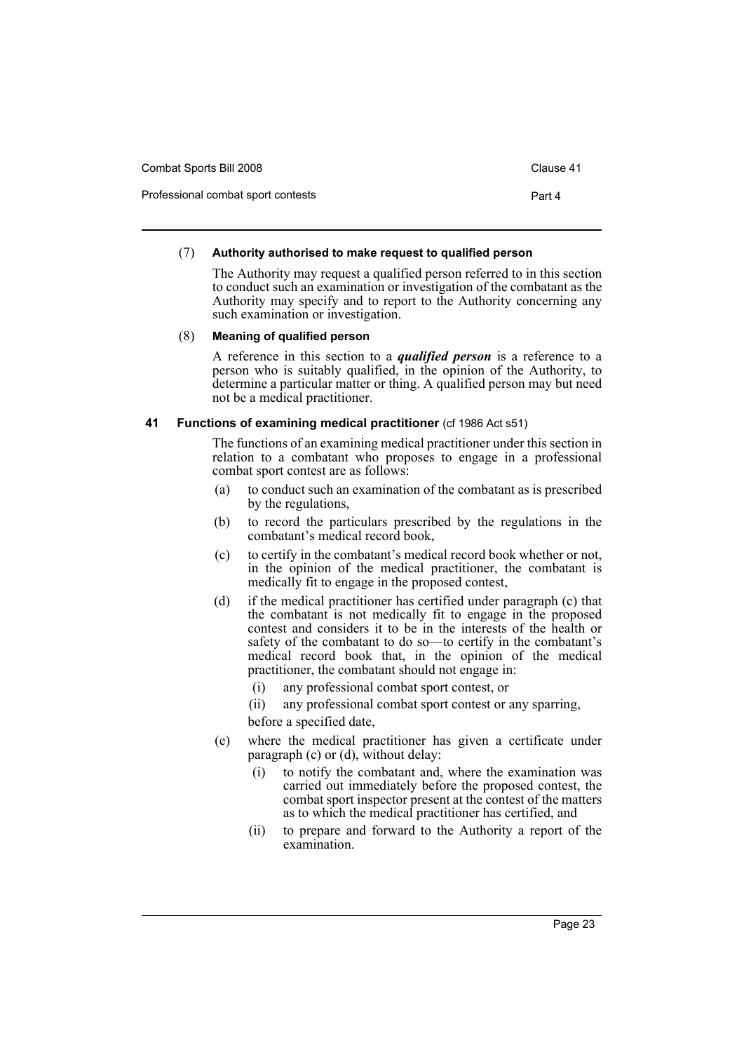(7) **Authority authorised to make request to qualified person**

The Authority may request a qualified person referred to in this section to conduct such an examination or investigation of the combatant as the Authority may specify and to report to the Authority concerning any such examination or investigation.

(8) **Meaning of qualified person**

A reference in this section to a ***qualified person*** is a reference to a person who is suitably qualified, in the opinion of the Authority, to determine a particular matter or thing. A qualified person may but need not be a medical practitioner.

### 41 Functions of examining medical practitioner (cf 1986 Act s51)

The functions of an examining medical practitioner under this section in relation to a combatant who proposes to engage in a professional combat sport contest are as follows:

(a) to conduct such an examination of the combatant as is prescribed by the regulations,

(b) to record the particulars prescribed by the regulations in the combatant's medical record book,

(c) to certify in the combatant's medical record book whether or not, in the opinion of the medical practitioner, the combatant is medically fit to engage in the proposed contest,

(d) if the medical practitioner has certified under paragraph (c) that the combatant is not medically fit to engage in the proposed contest and considers it to be in the interests of the health or safety of the combatant to do so—to certify in the combatant's medical record book that, in the opinion of the medical practitioner, the combatant should not engage in:

(i) any professional combat sport contest, or

(ii) any professional combat sport contest or any sparring,

before a specified date,

(e) where the medical practitioner has given a certificate under paragraph (c) or (d), without delay:

(i) to notify the combatant and, where the examination was carried out immediately before the proposed contest, the combat sport inspector present at the contest of the matters as to which the medical practitioner has certified, and

(ii) to prepare and forward to the Authority a report of the examination.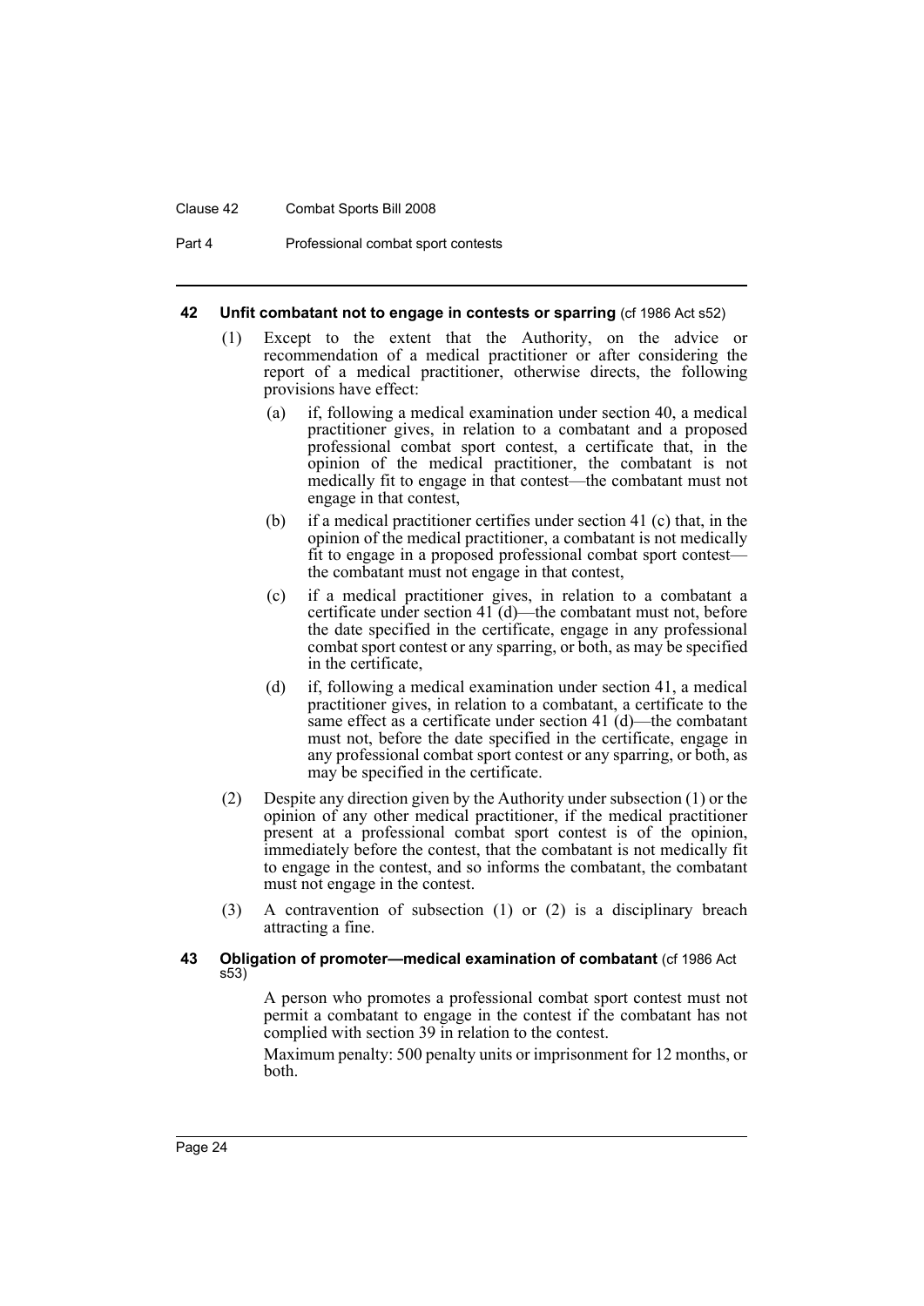### 42 Unfit combatant not to engage in contests or sparring (cf 1986 Act s52)

(1) Except to the extent that the Authority, on the advice or recommendation of a medical practitioner or after considering the report of a medical practitioner, otherwise directs, the following provisions have effect:

(a) if, following a medical examination under section 40, a medical practitioner gives, in relation to a combatant and a proposed professional combat sport contest, a certificate that, in the opinion of the medical practitioner, the combatant is not medically fit to engage in that contest—the combatant must not engage in that contest,

(b) if a medical practitioner certifies under section 41 (c) that, in the opinion of the medical practitioner, a combatant is not medically fit to engage in a proposed professional combat sport contest—the combatant must not engage in that contest,

(c) if a medical practitioner gives, in relation to a combatant a certificate under section 41 (d)—the combatant must not, before the date specified in the certificate, engage in any professional combat sport contest or any sparring, or both, as may be specified in the certificate,

(d) if, following a medical examination under section 41, a medical practitioner gives, in relation to a combatant, a certificate to the same effect as a certificate under section 41 (d)—the combatant must not, before the date specified in the certificate, engage in any professional combat sport contest or any sparring, or both, as may be specified in the certificate.

(2) Despite any direction given by the Authority under subsection (1) or the opinion of any other medical practitioner, if the medical practitioner present at a professional combat sport contest is of the opinion, immediately before the contest, that the combatant is not medically fit to engage in the contest, and so informs the combatant, the combatant must not engage in the contest.

(3) A contravention of subsection (1) or (2) is a disciplinary breach attracting a fine.

### 43 Obligation of promoter—medical examination of combatant (cf 1986 Act s53)

A person who promotes a professional combat sport contest must not permit a combatant to engage in the contest if the combatant has not complied with section 39 in relation to the contest.

Maximum penalty: 500 penalty units or imprisonment for 12 months, or both.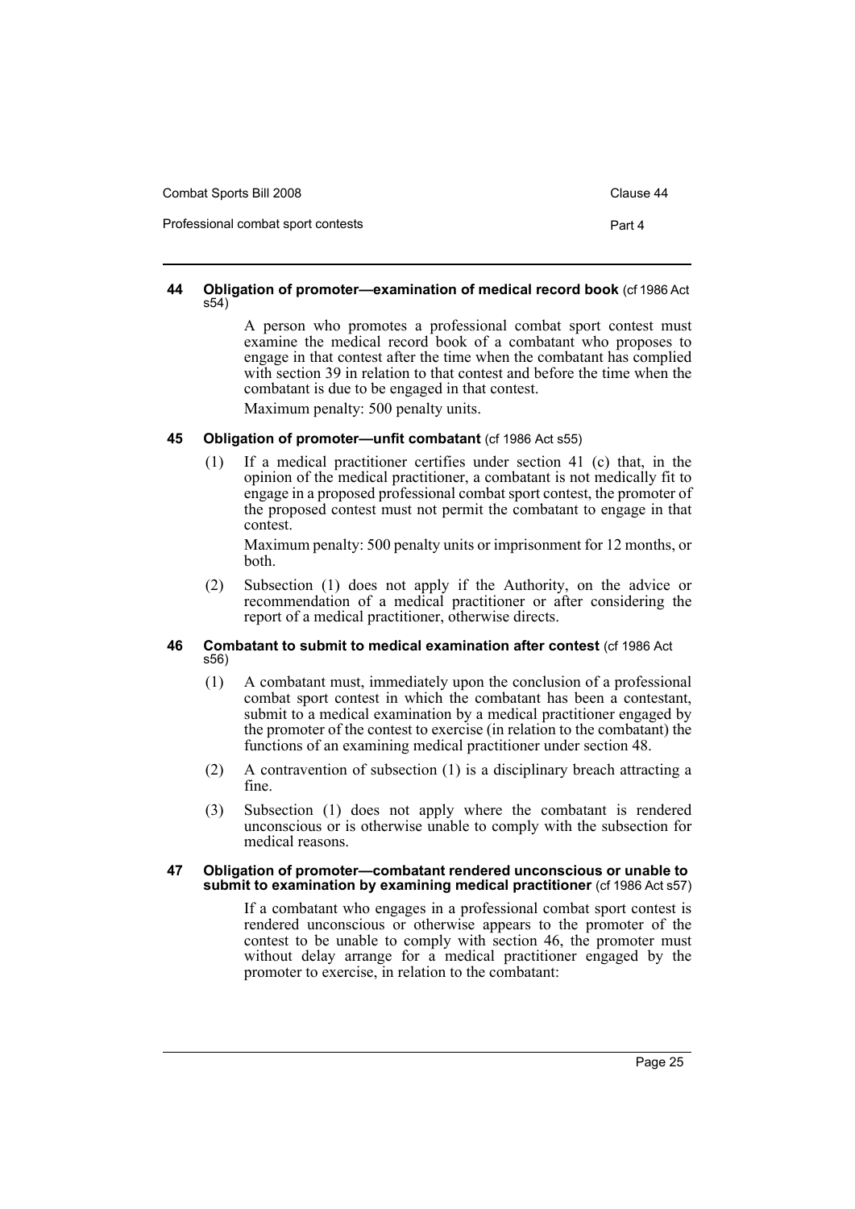#### 44 Obligation of promoter—examination of medical record book (cf 1986 Act s54)

A person who promotes a professional combat sport contest must examine the medical record book of a combatant who proposes to engage in that contest after the time when the combatant has complied with section 39 in relation to that contest and before the time when the combatant is due to be engaged in that contest.

Maximum penalty: 500 penalty units.

#### 45 Obligation of promoter—unfit combatant (cf 1986 Act s55)

(1) If a medical practitioner certifies under section 41 (c) that, in the opinion of the medical practitioner, a combatant is not medically fit to engage in a proposed professional combat sport contest, the promoter of the proposed contest must not permit the combatant to engage in that contest.

Maximum penalty: 500 penalty units or imprisonment for 12 months, or both.

(2) Subsection (1) does not apply if the Authority, on the advice or recommendation of a medical practitioner or after considering the report of a medical practitioner, otherwise directs.

#### 46 Combatant to submit to medical examination after contest (cf 1986 Act s56)

(1) A combatant must, immediately upon the conclusion of a professional combat sport contest in which the combatant has been a contestant, submit to a medical examination by a medical practitioner engaged by the promoter of the contest to exercise (in relation to the combatant) the functions of an examining medical practitioner under section 48.

(2) A contravention of subsection (1) is a disciplinary breach attracting a fine.

(3) Subsection (1) does not apply where the combatant is rendered unconscious or is otherwise unable to comply with the subsection for medical reasons.

#### 47 Obligation of promoter—combatant rendered unconscious or unable to submit to examination by examining medical practitioner (cf 1986 Act s57)

If a combatant who engages in a professional combat sport contest is rendered unconscious or otherwise appears to the promoter of the contest to be unable to comply with section 46, the promoter must without delay arrange for a medical practitioner engaged by the promoter to exercise, in relation to the combatant: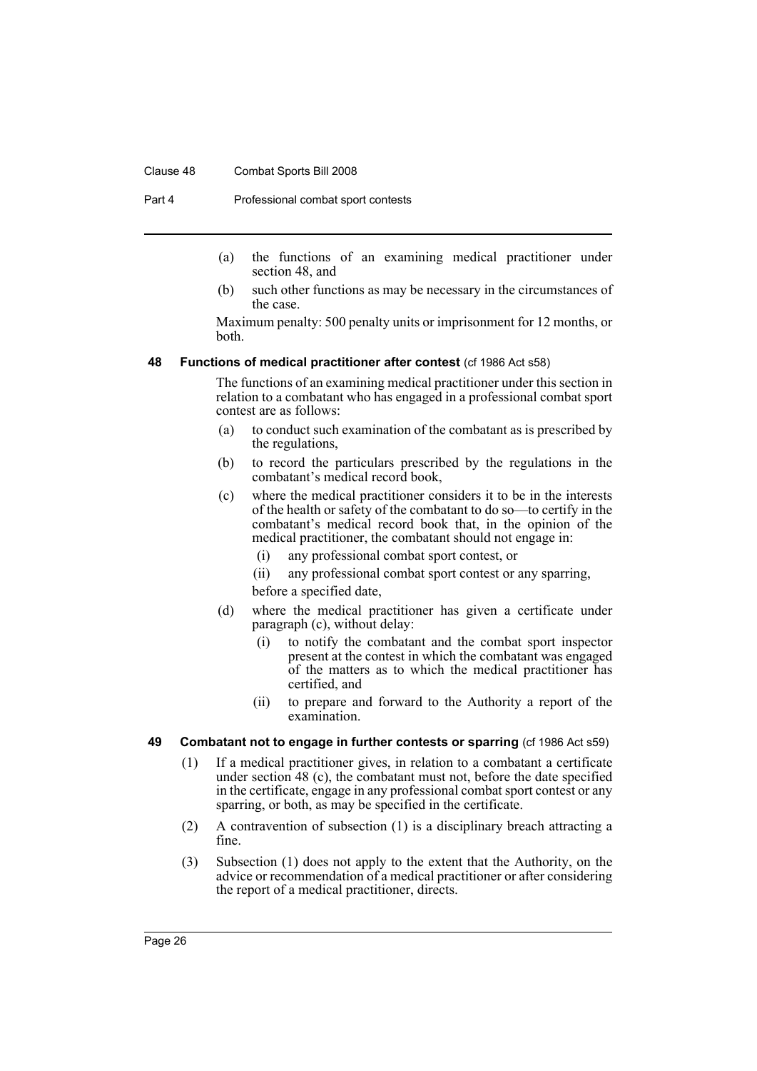(a) the functions of an examining medical practitioner under section 48, and

(b) such other functions as may be necessary in the circumstances of the case.

Maximum penalty: 500 penalty units or imprisonment for 12 months, or both.

### 48 Functions of medical practitioner after contest (cf 1986 Act s58)

The functions of an examining medical practitioner under this section in relation to a combatant who has engaged in a professional combat sport contest are as follows:

(a) to conduct such examination of the combatant as is prescribed by the regulations,

(b) to record the particulars prescribed by the regulations in the combatant's medical record book,

(c) where the medical practitioner considers it to be in the interests of the health or safety of the combatant to do so—to certify in the combatant's medical record book that, in the opinion of the medical practitioner, the combatant should not engage in:

(i) any professional combat sport contest, or

(ii) any professional combat sport contest or any sparring,

before a specified date,

(d) where the medical practitioner has given a certificate under paragraph (c), without delay:

(i) to notify the combatant and the combat sport inspector present at the contest in which the combatant was engaged of the matters as to which the medical practitioner has certified, and

(ii) to prepare and forward to the Authority a report of the examination.

### 49 Combatant not to engage in further contests or sparring (cf 1986 Act s59)

(1) If a medical practitioner gives, in relation to a combatant a certificate under section 48 (c), the combatant must not, before the date specified in the certificate, engage in any professional combat sport contest or any sparring, or both, as may be specified in the certificate.

(2) A contravention of subsection (1) is a disciplinary breach attracting a fine.

(3) Subsection (1) does not apply to the extent that the Authority, on the advice or recommendation of a medical practitioner or after considering the report of a medical practitioner, directs.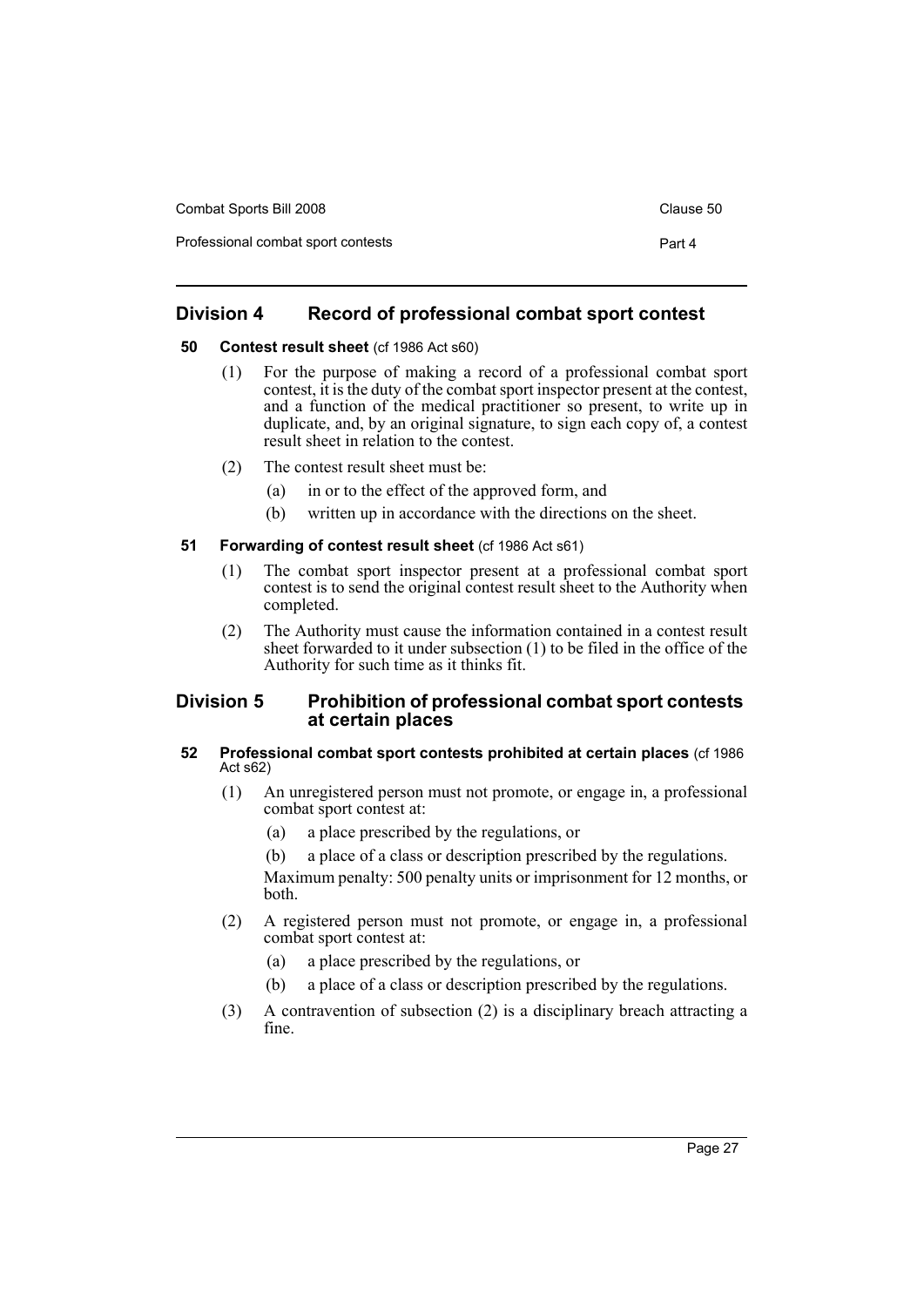## Division 4 Record of professional combat sport contest

### 50 Contest result sheet (cf 1986 Act s60)

(1) For the purpose of making a record of a professional combat sport contest, it is the duty of the combat sport inspector present at the contest, and a function of the medical practitioner so present, to write up in duplicate, and, by an original signature, to sign each copy of, a contest result sheet in relation to the contest.

(2) The contest result sheet must be:

- (a) in or to the effect of the approved form, and
- (b) written up in accordance with the directions on the sheet.

### 51 Forwarding of contest result sheet (cf 1986 Act s61)

(1) The combat sport inspector present at a professional combat sport contest is to send the original contest result sheet to the Authority when completed.

(2) The Authority must cause the information contained in a contest result sheet forwarded to it under subsection (1) to be filed in the office of the Authority for such time as it thinks fit.

## Division 5 Prohibition of professional combat sport contests at certain places

### 52 Professional combat sport contests prohibited at certain places (cf 1986 Act s62)

(1) An unregistered person must not promote, or engage in, a professional combat sport contest at:

- (a) a place prescribed by the regulations, or
- (b) a place of a class or description prescribed by the regulations.

Maximum penalty: 500 penalty units or imprisonment for 12 months, or both.

(2) A registered person must not promote, or engage in, a professional combat sport contest at:

- (a) a place prescribed by the regulations, or
- (b) a place of a class or description prescribed by the regulations.

(3) A contravention of subsection (2) is a disciplinary breach attracting a fine.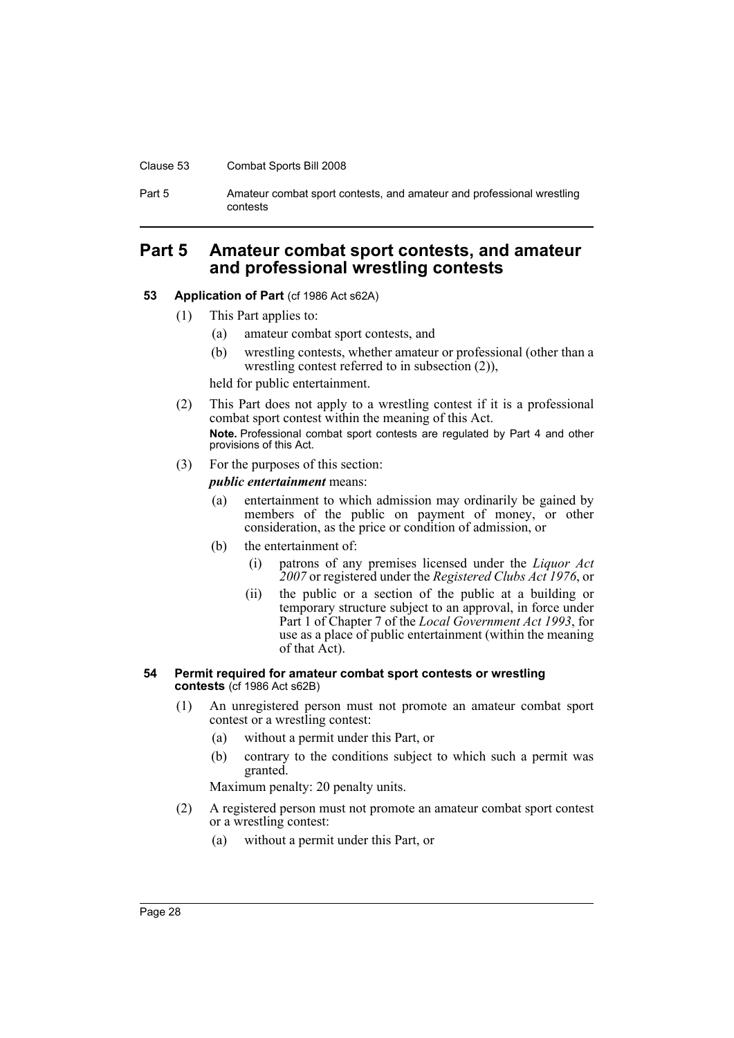## Part 5 Amateur combat sport contests, and amateur and professional wrestling contests

### 53 Application of Part (cf 1986 Act s62A)

(1) This Part applies to:

- (a) amateur combat sport contests, and
- (b) wrestling contests, whether amateur or professional (other than a wrestling contest referred to in subsection (2)),

held for public entertainment.

(2) This Part does not apply to a wrestling contest if it is a professional combat sport contest within the meaning of this Act.

**Note.** Professional combat sport contests are regulated by Part 4 and other provisions of this Act.

(3) For the purposes of this section:

***public entertainment*** means:

- (a) entertainment to which admission may ordinarily be gained by members of the public on payment of money, or other consideration, as the price or condition of admission, or
- (b) the entertainment of:
  - (i) patrons of any premises licensed under the *Liquor Act 2007* or registered under the *Registered Clubs Act 1976*, or
  - (ii) the public or a section of the public at a building or temporary structure subject to an approval, in force under Part 1 of Chapter 7 of the *Local Government Act 1993*, for use as a place of public entertainment (within the meaning of that Act).

### 54 Permit required for amateur combat sport contests or wrestling contests (cf 1986 Act s62B)

(1) An unregistered person must not promote an amateur combat sport contest or a wrestling contest:

- (a) without a permit under this Part, or
- (b) contrary to the conditions subject to which such a permit was granted.

Maximum penalty: 20 penalty units.

(2) A registered person must not promote an amateur combat sport contest or a wrestling contest:

- (a) without a permit under this Part, or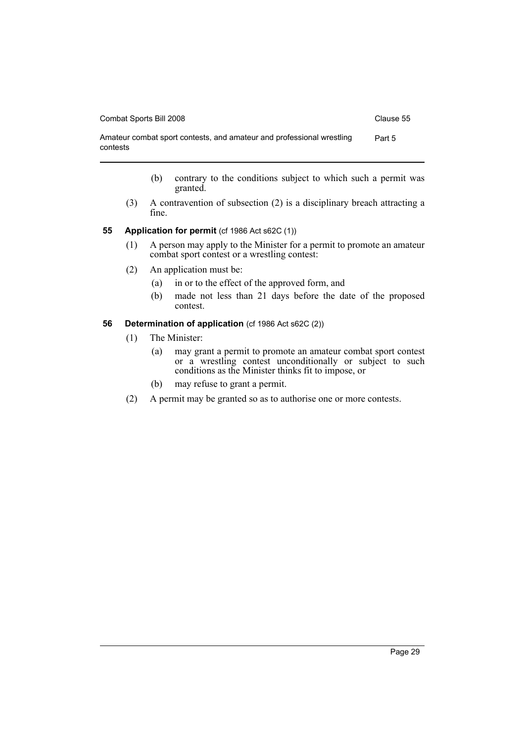(b) contrary to the conditions subject to which such a permit was granted.

(3) A contravention of subsection (2) is a disciplinary breach attracting a fine.

### 55 Application for permit (cf 1986 Act s62C (1))

(1) A person may apply to the Minister for a permit to promote an amateur combat sport contest or a wrestling contest:

(2) An application must be:

(a) in or to the effect of the approved form, and

(b) made not less than 21 days before the date of the proposed contest.

### 56 Determination of application (cf 1986 Act s62C (2))

(1) The Minister:

(a) may grant a permit to promote an amateur combat sport contest or a wrestling contest unconditionally or subject to such conditions as the Minister thinks fit to impose, or

(b) may refuse to grant a permit.

(2) A permit may be granted so as to authorise one or more contests.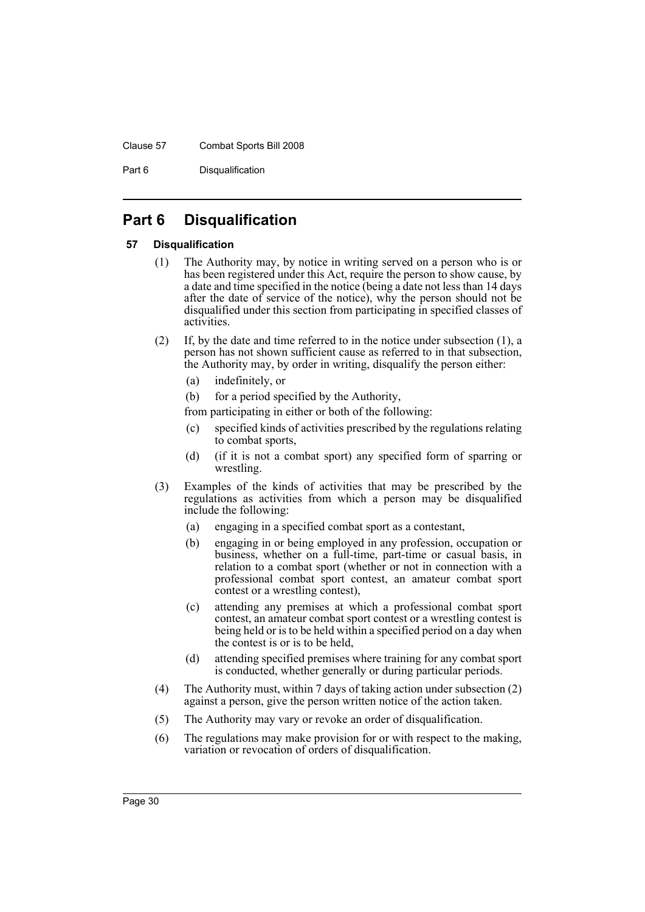# Part 6 Disqualification

## 57 Disqualification

(1) The Authority may, by notice in writing served on a person who is or has been registered under this Act, require the person to show cause, by a date and time specified in the notice (being a date not less than 14 days after the date of service of the notice), why the person should not be disqualified under this section from participating in specified classes of activities.

(2) If, by the date and time referred to in the notice under subsection (1), a person has not shown sufficient cause as referred to in that subsection, the Authority may, by order in writing, disqualify the person either:

- (a) indefinitely, or
- (b) for a period specified by the Authority,

from participating in either or both of the following:

- (c) specified kinds of activities prescribed by the regulations relating to combat sports,
- (d) (if it is not a combat sport) any specified form of sparring or wrestling.

(3) Examples of the kinds of activities that may be prescribed by the regulations as activities from which a person may be disqualified include the following:

- (a) engaging in a specified combat sport as a contestant,
- (b) engaging in or being employed in any profession, occupation or business, whether on a full-time, part-time or casual basis, in relation to a combat sport (whether or not in connection with a professional combat sport contest, an amateur combat sport contest or a wrestling contest),
- (c) attending any premises at which a professional combat sport contest, an amateur combat sport contest or a wrestling contest is being held or is to be held within a specified period on a day when the contest is or is to be held,
- (d) attending specified premises where training for any combat sport is conducted, whether generally or during particular periods.

(4) The Authority must, within 7 days of taking action under subsection (2) against a person, give the person written notice of the action taken.

(5) The Authority may vary or revoke an order of disqualification.

(6) The regulations may make provision for or with respect to the making, variation or revocation of orders of disqualification.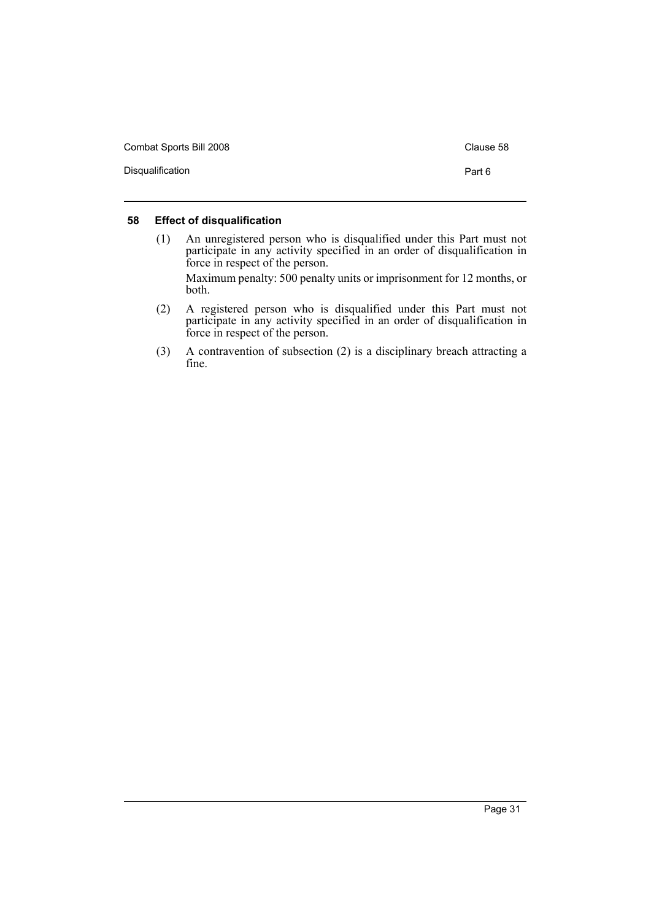### 58 Effect of disqualification

(1) An unregistered person who is disqualified under this Part must not participate in any activity specified in an order of disqualification in force in respect of the person.

Maximum penalty: 500 penalty units or imprisonment for 12 months, or both.

(2) A registered person who is disqualified under this Part must not participate in any activity specified in an order of disqualification in force in respect of the person.

(3) A contravention of subsection (2) is a disciplinary breach attracting a fine.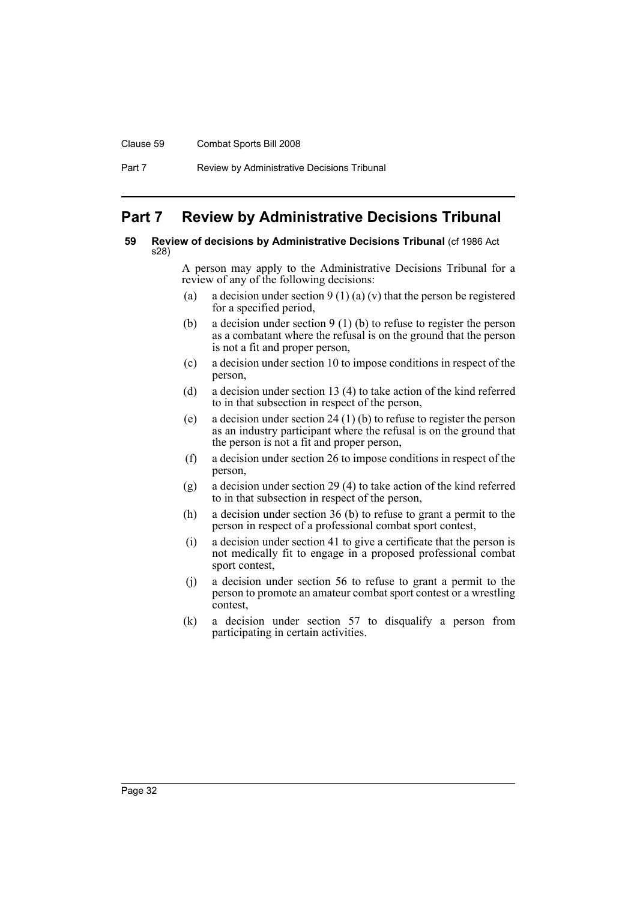# Part 7 Review by Administrative Decisions Tribunal

## 59 Review of decisions by Administrative Decisions Tribunal (cf 1986 Act s28)

A person may apply to the Administrative Decisions Tribunal for a review of any of the following decisions:

- (a) a decision under section 9 (1) (a) (v) that the person be registered for a specified period,
- (b) a decision under section 9 (1) (b) to refuse to register the person as a combatant where the refusal is on the ground that the person is not a fit and proper person,
- (c) a decision under section 10 to impose conditions in respect of the person,
- (d) a decision under section 13 (4) to take action of the kind referred to in that subsection in respect of the person,
- (e) a decision under section 24 (1) (b) to refuse to register the person as an industry participant where the refusal is on the ground that the person is not a fit and proper person,
- (f) a decision under section 26 to impose conditions in respect of the person,
- (g) a decision under section 29 (4) to take action of the kind referred to in that subsection in respect of the person,
- (h) a decision under section 36 (b) to refuse to grant a permit to the person in respect of a professional combat sport contest,
- (i) a decision under section 41 to give a certificate that the person is not medically fit to engage in a proposed professional combat sport contest,
- (j) a decision under section 56 to refuse to grant a permit to the person to promote an amateur combat sport contest or a wrestling contest,
- (k) a decision under section 57 to disqualify a person from participating in certain activities.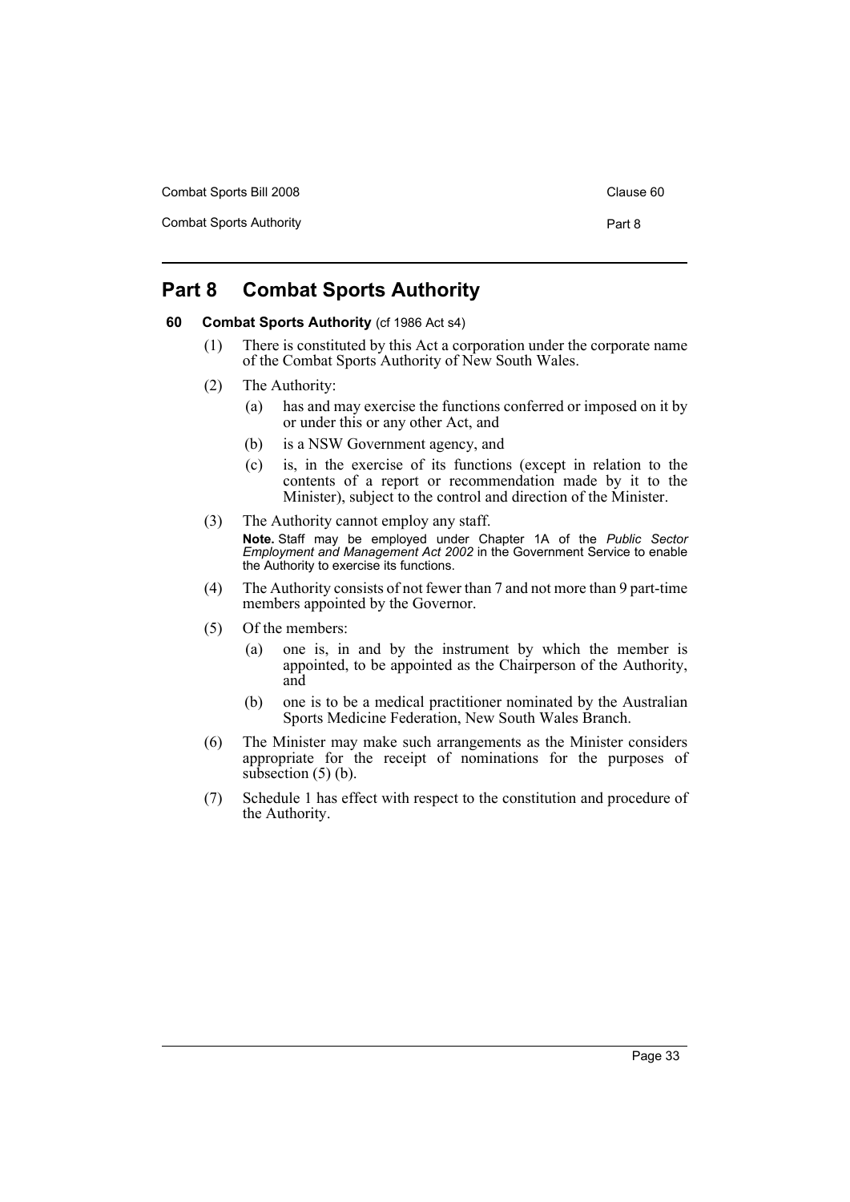# Part 8 Combat Sports Authority

**60 Combat Sports Authority** (cf 1986 Act s4)

(1) There is constituted by this Act a corporation under the corporate name of the Combat Sports Authority of New South Wales.

(2) The Authority:

- (a) has and may exercise the functions conferred or imposed on it by or under this or any other Act, and
- (b) is a NSW Government agency, and
- (c) is, in the exercise of its functions (except in relation to the contents of a report or recommendation made by it to the Minister), subject to the control and direction of the Minister.

(3) The Authority cannot employ any staff.

**Note.** Staff may be employed under Chapter 1A of the *Public Sector Employment and Management Act 2002* in the Government Service to enable the Authority to exercise its functions.

(4) The Authority consists of not fewer than 7 and not more than 9 part-time members appointed by the Governor.

(5) Of the members:

- (a) one is, in and by the instrument by which the member is appointed, to be appointed as the Chairperson of the Authority, and
- (b) one is to be a medical practitioner nominated by the Australian Sports Medicine Federation, New South Wales Branch.

(6) The Minister may make such arrangements as the Minister considers appropriate for the receipt of nominations for the purposes of subsection (5) (b).

(7) Schedule 1 has effect with respect to the constitution and procedure of the Authority.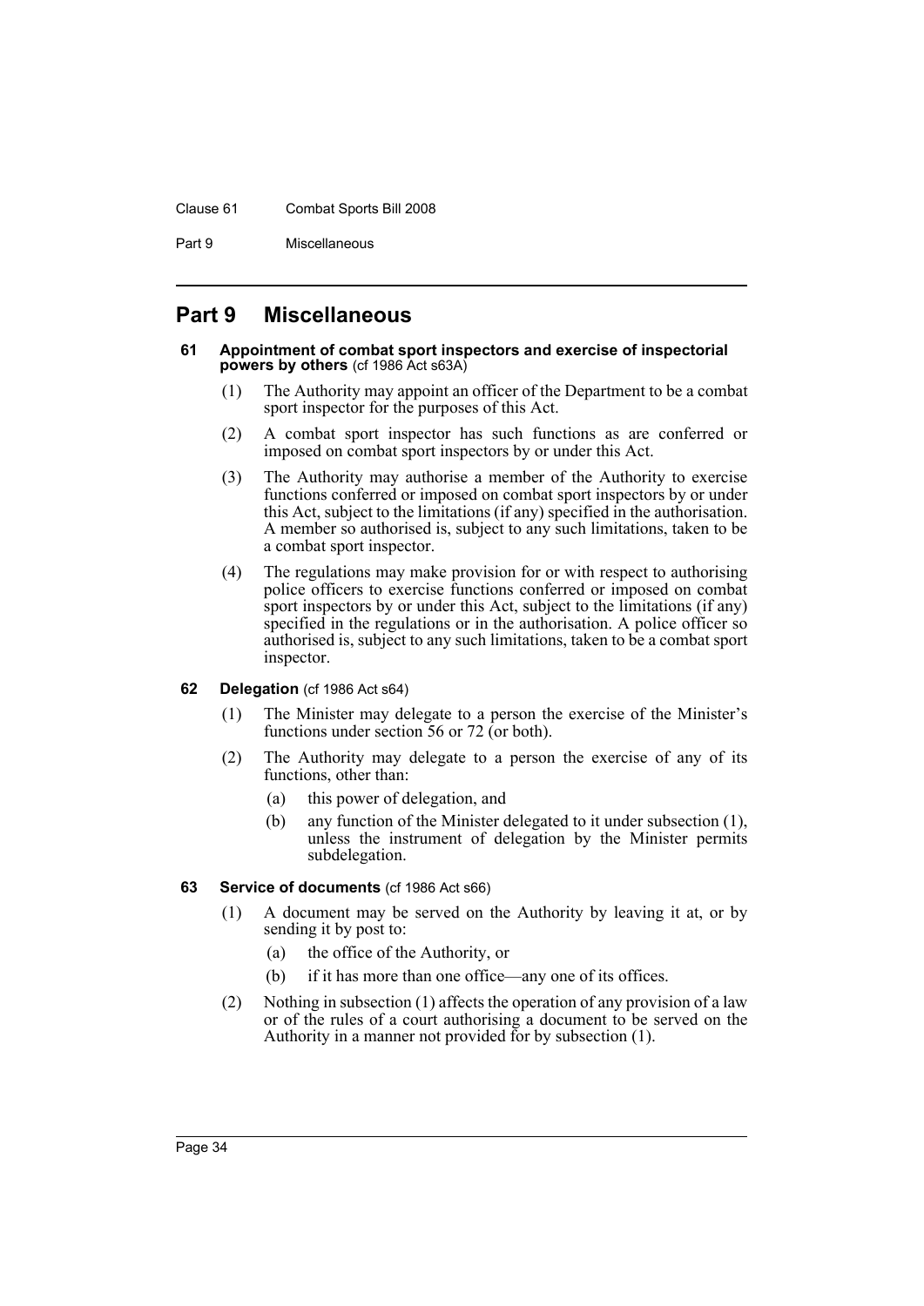# Part 9 Miscellaneous

### 61 Appointment of combat sport inspectors and exercise of inspectorial powers by others (cf 1986 Act s63A)

(1) The Authority may appoint an officer of the Department to be a combat sport inspector for the purposes of this Act.

(2) A combat sport inspector has such functions as are conferred or imposed on combat sport inspectors by or under this Act.

(3) The Authority may authorise a member of the Authority to exercise functions conferred or imposed on combat sport inspectors by or under this Act, subject to the limitations (if any) specified in the authorisation. A member so authorised is, subject to any such limitations, taken to be a combat sport inspector.

(4) The regulations may make provision for or with respect to authorising police officers to exercise functions conferred or imposed on combat sport inspectors by or under this Act, subject to the limitations (if any) specified in the regulations or in the authorisation. A police officer so authorised is, subject to any such limitations, taken to be a combat sport inspector.

### 62 Delegation (cf 1986 Act s64)

(1) The Minister may delegate to a person the exercise of the Minister's functions under section 56 or 72 (or both).

(2) The Authority may delegate to a person the exercise of any of its functions, other than:

- (a) this power of delegation, and
- (b) any function of the Minister delegated to it under subsection (1), unless the instrument of delegation by the Minister permits subdelegation.

### 63 Service of documents (cf 1986 Act s66)

(1) A document may be served on the Authority by leaving it at, or by sending it by post to:

- (a) the office of the Authority, or
- (b) if it has more than one office—any one of its offices.

(2) Nothing in subsection (1) affects the operation of any provision of a law or of the rules of a court authorising a document to be served on the Authority in a manner not provided for by subsection (1).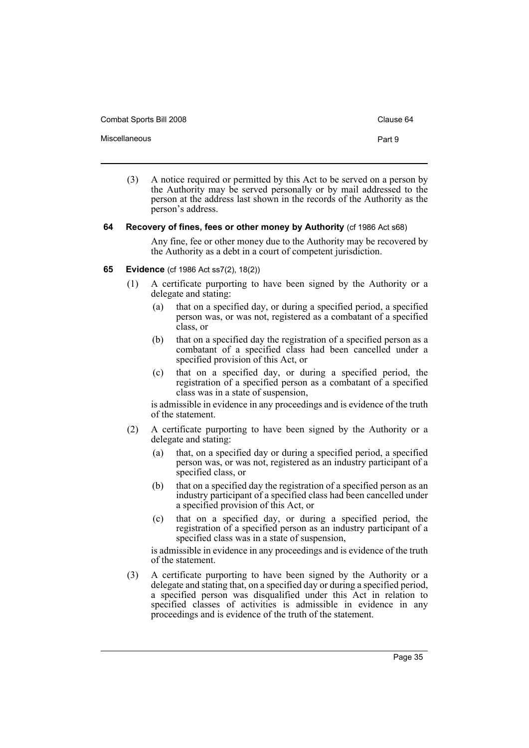(3) A notice required or permitted by this Act to be served on a person by the Authority may be served personally or by mail addressed to the person at the address last shown in the records of the Authority as the person's address.

**64 Recovery of fines, fees or other money by Authority** (cf 1986 Act s68)

Any fine, fee or other money due to the Authority may be recovered by the Authority as a debt in a court of competent jurisdiction.

**65 Evidence** (cf 1986 Act ss7(2), 18(2))

(1) A certificate purporting to have been signed by the Authority or a delegate and stating:

(a) that on a specified day, or during a specified period, a specified person was, or was not, registered as a combatant of a specified class, or

(b) that on a specified day the registration of a specified person as a combatant of a specified class had been cancelled under a specified provision of this Act, or

(c) that on a specified day, or during a specified period, the registration of a specified person as a combatant of a specified class was in a state of suspension,

is admissible in evidence in any proceedings and is evidence of the truth of the statement.

(2) A certificate purporting to have been signed by the Authority or a delegate and stating:

(a) that, on a specified day or during a specified period, a specified person was, or was not, registered as an industry participant of a specified class, or

(b) that on a specified day the registration of a specified person as an industry participant of a specified class had been cancelled under a specified provision of this Act, or

(c) that on a specified day, or during a specified period, the registration of a specified person as an industry participant of a specified class was in a state of suspension,

is admissible in evidence in any proceedings and is evidence of the truth of the statement.

(3) A certificate purporting to have been signed by the Authority or a delegate and stating that, on a specified day or during a specified period, a specified person was disqualified under this Act in relation to specified classes of activities is admissible in evidence in any proceedings and is evidence of the truth of the statement.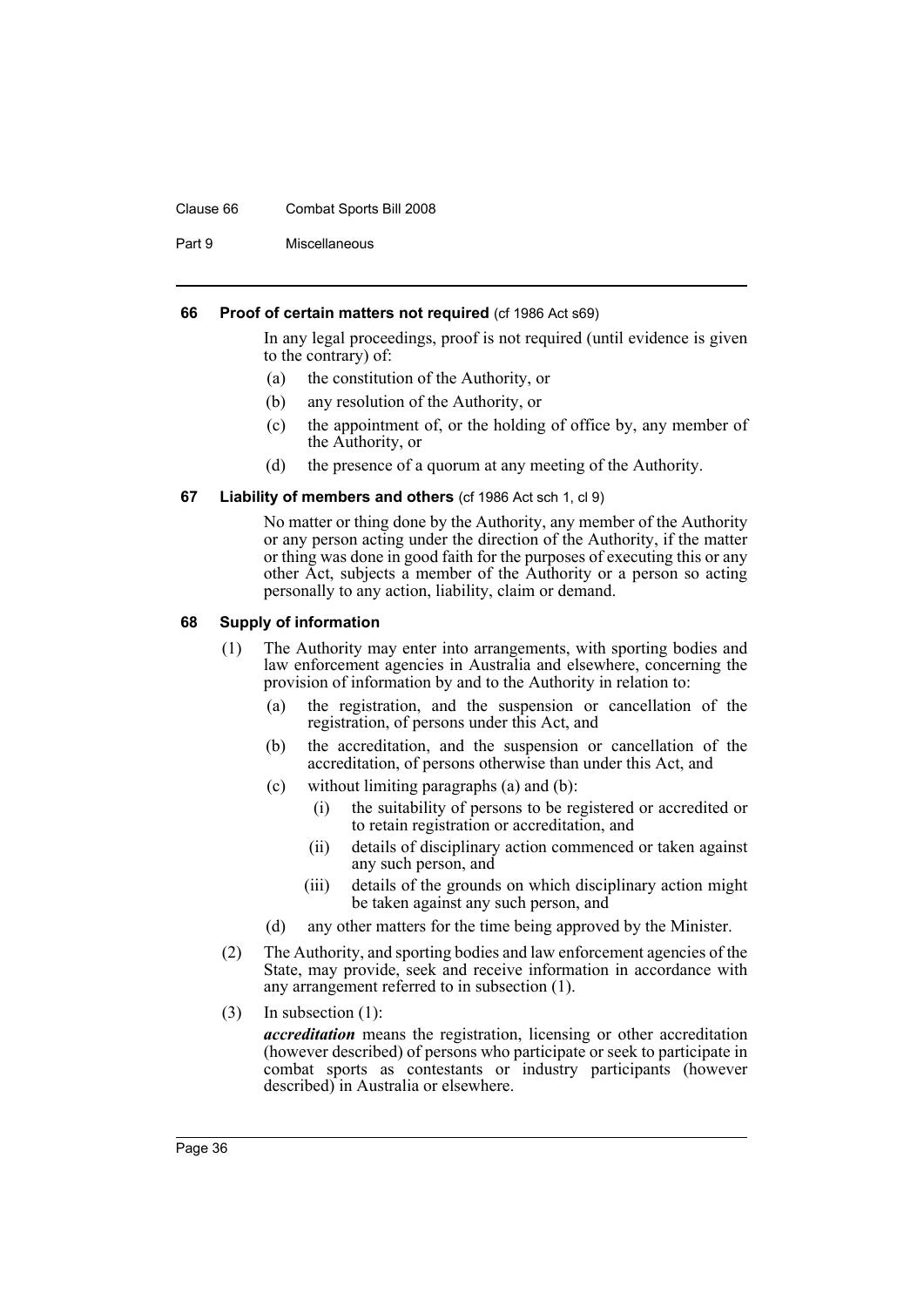### 66 Proof of certain matters not required (cf 1986 Act s69)

In any legal proceedings, proof is not required (until evidence is given to the contrary) of:

- (a) the constitution of the Authority, or
- (b) any resolution of the Authority, or
- (c) the appointment of, or the holding of office by, any member of the Authority, or
- (d) the presence of a quorum at any meeting of the Authority.

### 67 Liability of members and others (cf 1986 Act sch 1, cl 9)

No matter or thing done by the Authority, any member of the Authority or any person acting under the direction of the Authority, if the matter or thing was done in good faith for the purposes of executing this or any other Act, subjects a member of the Authority or a person so acting personally to any action, liability, claim or demand.

### 68 Supply of information

(1) The Authority may enter into arrangements, with sporting bodies and law enforcement agencies in Australia and elsewhere, concerning the provision of information by and to the Authority in relation to:

- (a) the registration, and the suspension or cancellation of the registration, of persons under this Act, and
- (b) the accreditation, and the suspension or cancellation of the accreditation, of persons otherwise than under this Act, and
- (c) without limiting paragraphs (a) and (b):
  - (i) the suitability of persons to be registered or accredited or to retain registration or accreditation, and
  - (ii) details of disciplinary action commenced or taken against any such person, and
  - (iii) details of the grounds on which disciplinary action might be taken against any such person, and
- (d) any other matters for the time being approved by the Minister.

(2) The Authority, and sporting bodies and law enforcement agencies of the State, may provide, seek and receive information in accordance with any arrangement referred to in subsection (1).

(3) In subsection (1):

***accreditation*** means the registration, licensing or other accreditation (however described) of persons who participate or seek to participate in combat sports as contestants or industry participants (however described) in Australia or elsewhere.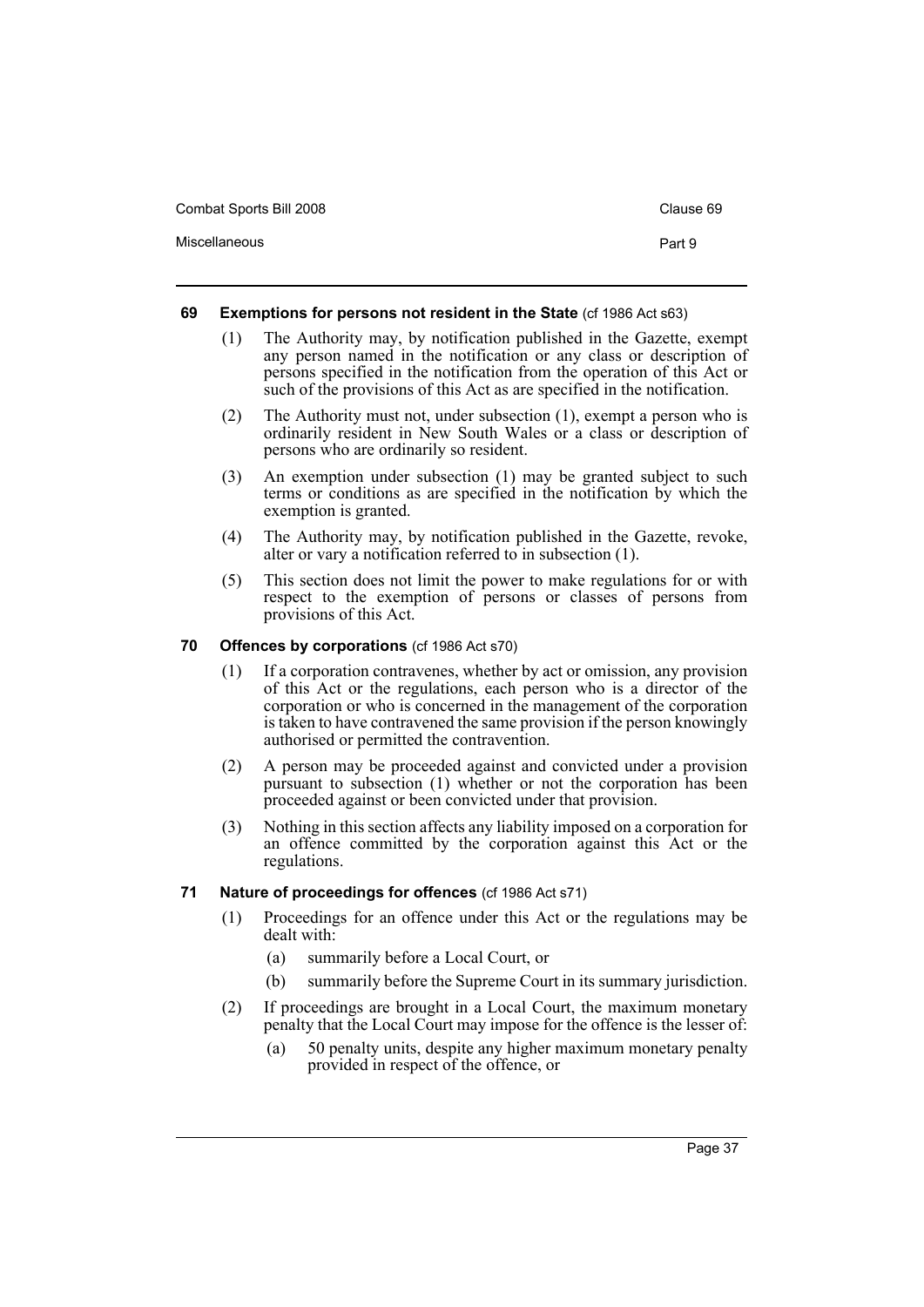#### 69 Exemptions for persons not resident in the State (cf 1986 Act s63)

(1) The Authority may, by notification published in the Gazette, exempt any person named in the notification or any class or description of persons specified in the notification from the operation of this Act or such of the provisions of this Act as are specified in the notification.

(2) The Authority must not, under subsection (1), exempt a person who is ordinarily resident in New South Wales or a class or description of persons who are ordinarily so resident.

(3) An exemption under subsection (1) may be granted subject to such terms or conditions as are specified in the notification by which the exemption is granted.

(4) The Authority may, by notification published in the Gazette, revoke, alter or vary a notification referred to in subsection (1).

(5) This section does not limit the power to make regulations for or with respect to the exemption of persons or classes of persons from provisions of this Act.

#### 70 Offences by corporations (cf 1986 Act s70)

(1) If a corporation contravenes, whether by act or omission, any provision of this Act or the regulations, each person who is a director of the corporation or who is concerned in the management of the corporation is taken to have contravened the same provision if the person knowingly authorised or permitted the contravention.

(2) A person may be proceeded against and convicted under a provision pursuant to subsection (1) whether or not the corporation has been proceeded against or been convicted under that provision.

(3) Nothing in this section affects any liability imposed on a corporation for an offence committed by the corporation against this Act or the regulations.

#### 71 Nature of proceedings for offences (cf 1986 Act s71)

(1) Proceedings for an offence under this Act or the regulations may be dealt with:

- (a) summarily before a Local Court, or
- (b) summarily before the Supreme Court in its summary jurisdiction.

(2) If proceedings are brought in a Local Court, the maximum monetary penalty that the Local Court may impose for the offence is the lesser of:

- (a) 50 penalty units, despite any higher maximum monetary penalty provided in respect of the offence, or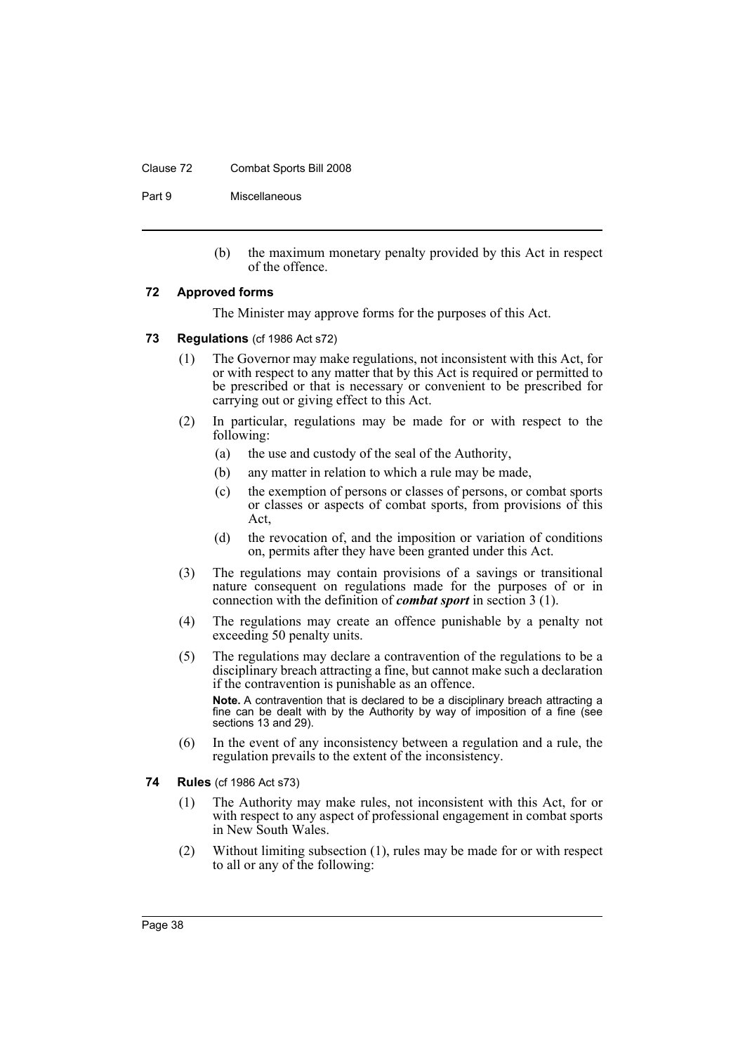(b) the maximum monetary penalty provided by this Act in respect of the offence.

### 72 Approved forms

The Minister may approve forms for the purposes of this Act.

### 73 Regulations (cf 1986 Act s72)

(1) The Governor may make regulations, not inconsistent with this Act, for or with respect to any matter that by this Act is required or permitted to be prescribed or that is necessary or convenient to be prescribed for carrying out or giving effect to this Act.

(2) In particular, regulations may be made for or with respect to the following:

- (a) the use and custody of the seal of the Authority,
- (b) any matter in relation to which a rule may be made,
- (c) the exemption of persons or classes of persons, or combat sports or classes or aspects of combat sports, from provisions of this Act,
- (d) the revocation of, and the imposition or variation of conditions on, permits after they have been granted under this Act.

(3) The regulations may contain provisions of a savings or transitional nature consequent on regulations made for the purposes of or in connection with the definition of ***combat sport*** in section 3 (1).

(4) The regulations may create an offence punishable by a penalty not exceeding 50 penalty units.

(5) The regulations may declare a contravention of the regulations to be a disciplinary breach attracting a fine, but cannot make such a declaration if the contravention is punishable as an offence.

**Note.** A contravention that is declared to be a disciplinary breach attracting a fine can be dealt with by the Authority by way of imposition of a fine (see sections 13 and 29).

(6) In the event of any inconsistency between a regulation and a rule, the regulation prevails to the extent of the inconsistency.

### 74 Rules (cf 1986 Act s73)

(1) The Authority may make rules, not inconsistent with this Act, for or with respect to any aspect of professional engagement in combat sports in New South Wales.

(2) Without limiting subsection (1), rules may be made for or with respect to all or any of the following: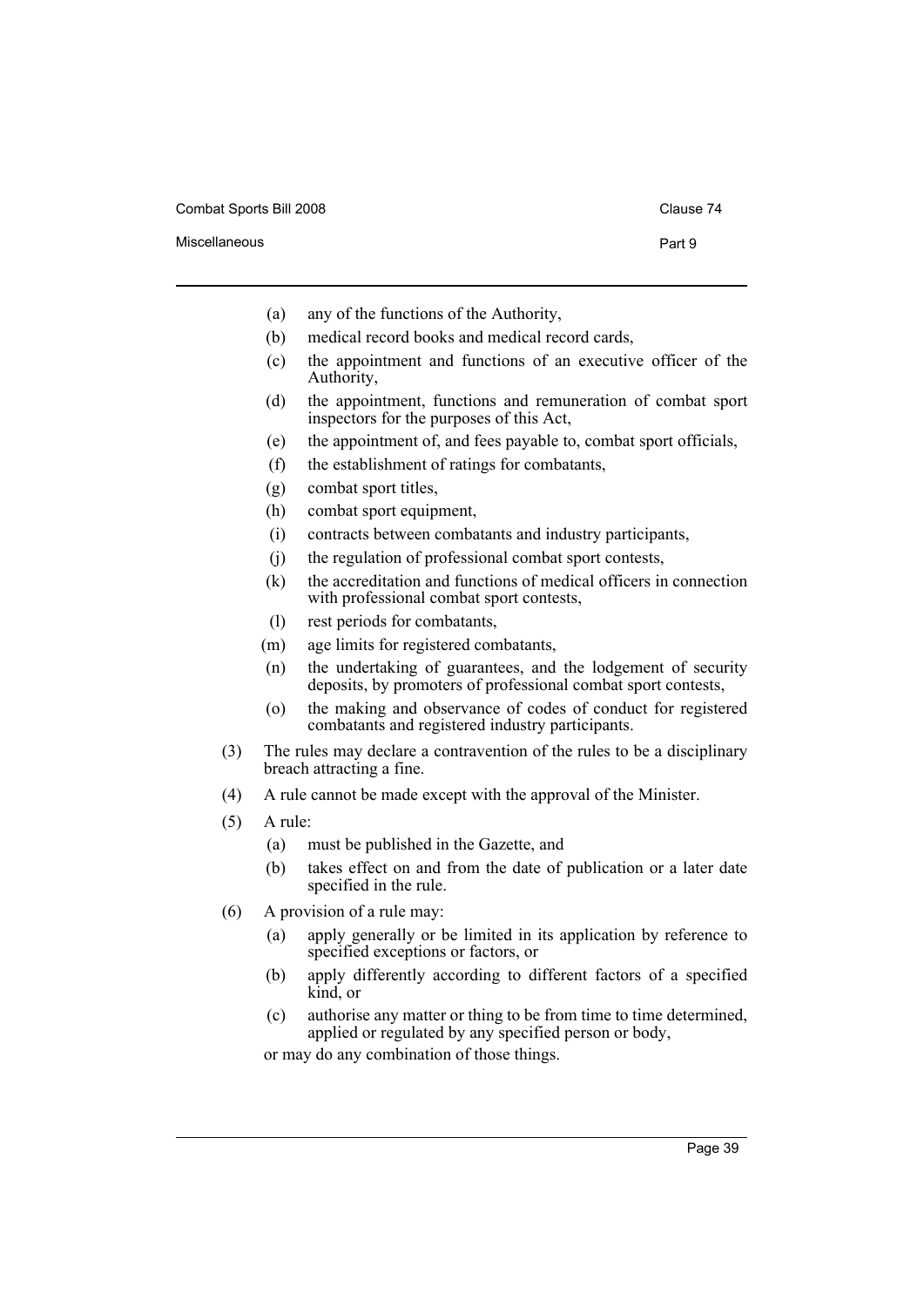- (a) any of the functions of the Authority,
- (b) medical record books and medical record cards,
- (c) the appointment and functions of an executive officer of the Authority,
- (d) the appointment, functions and remuneration of combat sport inspectors for the purposes of this Act,
- (e) the appointment of, and fees payable to, combat sport officials,
- (f) the establishment of ratings for combatants,
- (g) combat sport titles,
- (h) combat sport equipment,
- (i) contracts between combatants and industry participants,
- (j) the regulation of professional combat sport contests,
- (k) the accreditation and functions of medical officers in connection with professional combat sport contests,
- (l) rest periods for combatants,
- (m) age limits for registered combatants,
- (n) the undertaking of guarantees, and the lodgement of security deposits, by promoters of professional combat sport contests,
- (o) the making and observance of codes of conduct for registered combatants and registered industry participants.

(3) The rules may declare a contravention of the rules to be a disciplinary breach attracting a fine.

(4) A rule cannot be made except with the approval of the Minister.

(5) A rule:

- (a) must be published in the Gazette, and
- (b) takes effect on and from the date of publication or a later date specified in the rule.

(6) A provision of a rule may:

- (a) apply generally or be limited in its application by reference to specified exceptions or factors, or
- (b) apply differently according to different factors of a specified kind, or
- (c) authorise any matter or thing to be from time to time determined, applied or regulated by any specified person or body,

or may do any combination of those things.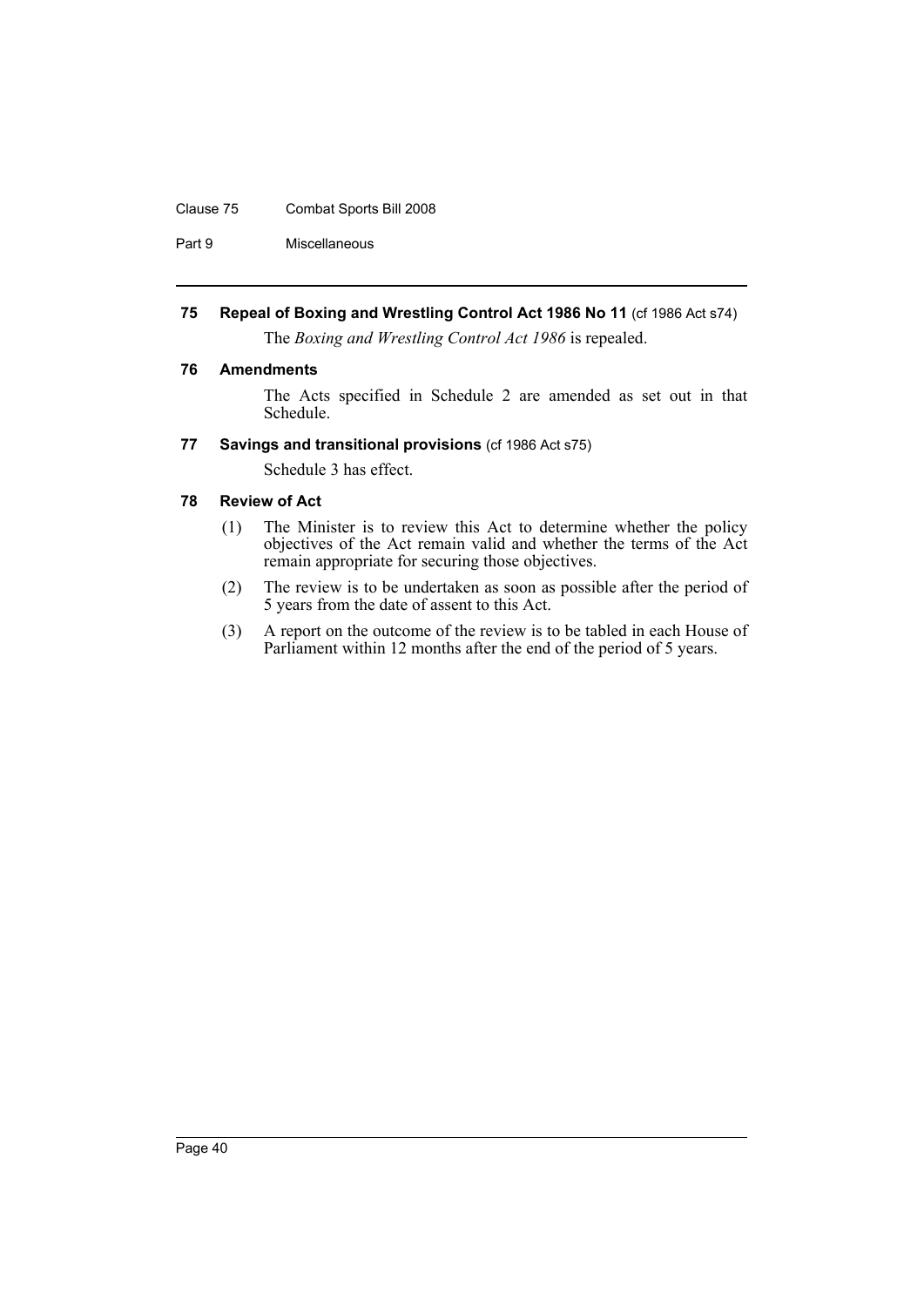### 75 Repeal of Boxing and Wrestling Control Act 1986 No 11 (cf 1986 Act s74)

The *Boxing and Wrestling Control Act 1986* is repealed.

### 76 Amendments

The Acts specified in Schedule 2 are amended as set out in that Schedule.

### 77 Savings and transitional provisions (cf 1986 Act s75)

Schedule 3 has effect.

### 78 Review of Act

(1) The Minister is to review this Act to determine whether the policy objectives of the Act remain valid and whether the terms of the Act remain appropriate for securing those objectives.

(2) The review is to be undertaken as soon as possible after the period of 5 years from the date of assent to this Act.

(3) A report on the outcome of the review is to be tabled in each House of Parliament within 12 months after the end of the period of 5 years.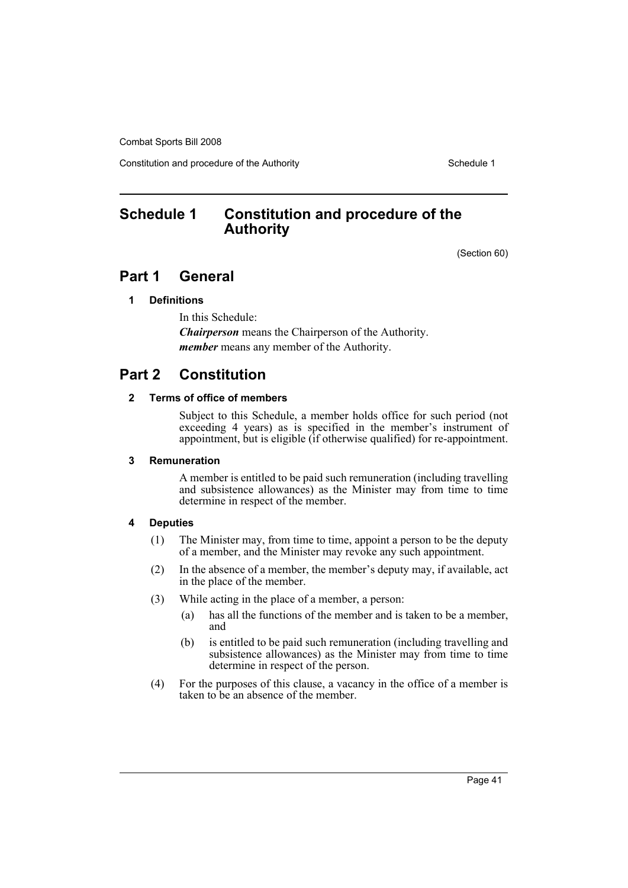# Schedule 1 Constitution and procedure of the Authority

(Section 60)

## Part 1 General

### 1 Definitions

In this Schedule:

***Chairperson*** means the Chairperson of the Authority.

***member*** means any member of the Authority.

## Part 2 Constitution

### 2 Terms of office of members

Subject to this Schedule, a member holds office for such period (not exceeding 4 years) as is specified in the member's instrument of appointment, but is eligible (if otherwise qualified) for re-appointment.

### 3 Remuneration

A member is entitled to be paid such remuneration (including travelling and subsistence allowances) as the Minister may from time to time determine in respect of the member.

### 4 Deputies

(1) The Minister may, from time to time, appoint a person to be the deputy of a member, and the Minister may revoke any such appointment.

(2) In the absence of a member, the member's deputy may, if available, act in the place of the member.

(3) While acting in the place of a member, a person:

(a) has all the functions of the member and is taken to be a member, and

(b) is entitled to be paid such remuneration (including travelling and subsistence allowances) as the Minister may from time to time determine in respect of the person.

(4) For the purposes of this clause, a vacancy in the office of a member is taken to be an absence of the member.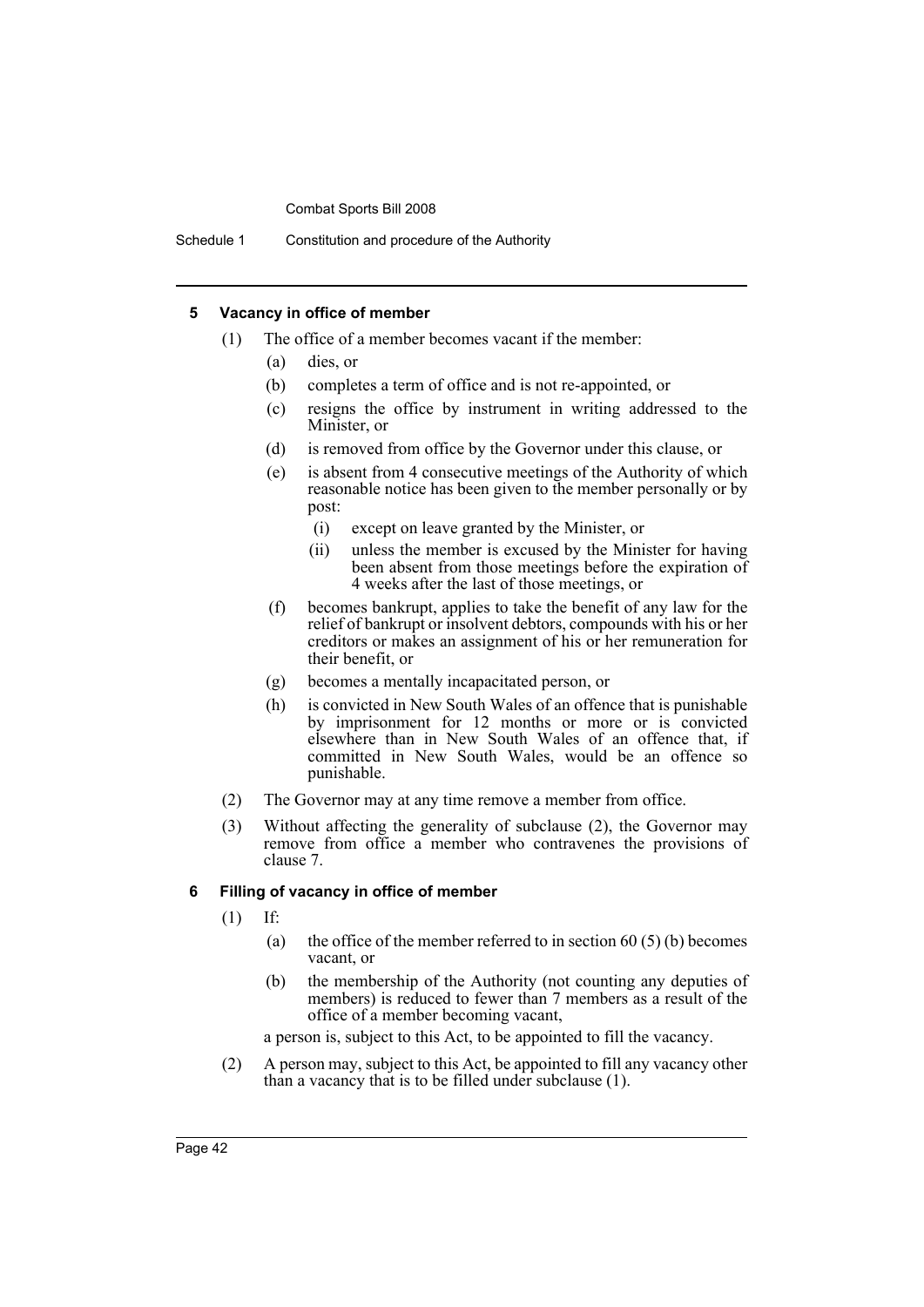#### 5 Vacancy in office of member

(1) The office of a member becomes vacant if the member:

- (a) dies, or
- (b) completes a term of office and is not re-appointed, or
- (c) resigns the office by instrument in writing addressed to the Minister, or
- (d) is removed from office by the Governor under this clause, or
- (e) is absent from 4 consecutive meetings of the Authority of which reasonable notice has been given to the member personally or by post:
  - (i) except on leave granted by the Minister, or
  - (ii) unless the member is excused by the Minister for having been absent from those meetings before the expiration of 4 weeks after the last of those meetings, or
- (f) becomes bankrupt, applies to take the benefit of any law for the relief of bankrupt or insolvent debtors, compounds with his or her creditors or makes an assignment of his or her remuneration for their benefit, or
- (g) becomes a mentally incapacitated person, or
- (h) is convicted in New South Wales of an offence that is punishable by imprisonment for 12 months or more or is convicted elsewhere than in New South Wales of an offence that, if committed in New South Wales, would be an offence so punishable.

(2) The Governor may at any time remove a member from office.

(3) Without affecting the generality of subclause (2), the Governor may remove from office a member who contravenes the provisions of clause 7.

#### 6 Filling of vacancy in office of member

(1) If:

- (a) the office of the member referred to in section 60 (5) (b) becomes vacant, or
- (b) the membership of the Authority (not counting any deputies of members) is reduced to fewer than 7 members as a result of the office of a member becoming vacant,

a person is, subject to this Act, to be appointed to fill the vacancy.

(2) A person may, subject to this Act, be appointed to fill any vacancy other than a vacancy that is to be filled under subclause (1).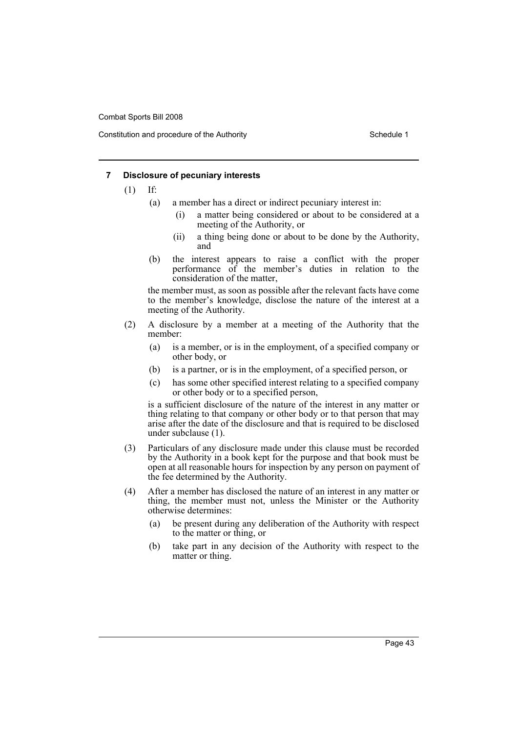### 7 Disclosure of pecuniary interests

(1) If:

  (a) a member has a direct or indirect pecuniary interest in:

    (i) a matter being considered or about to be considered at a meeting of the Authority, or

    (ii) a thing being done or about to be done by the Authority, and

  (b) the interest appears to raise a conflict with the proper performance of the member's duties in relation to the consideration of the matter,

the member must, as soon as possible after the relevant facts have come to the member's knowledge, disclose the nature of the interest at a meeting of the Authority.

(2) A disclosure by a member at a meeting of the Authority that the member:

  (a) is a member, or is in the employment, of a specified company or other body, or

  (b) is a partner, or is in the employment, of a specified person, or

  (c) has some other specified interest relating to a specified company or other body or to a specified person,

is a sufficient disclosure of the nature of the interest in any matter or thing relating to that company or other body or to that person that may arise after the date of the disclosure and that is required to be disclosed under subclause (1).

(3) Particulars of any disclosure made under this clause must be recorded by the Authority in a book kept for the purpose and that book must be open at all reasonable hours for inspection by any person on payment of the fee determined by the Authority.

(4) After a member has disclosed the nature of an interest in any matter or thing, the member must not, unless the Minister or the Authority otherwise determines:

  (a) be present during any deliberation of the Authority with respect to the matter or thing, or

  (b) take part in any decision of the Authority with respect to the matter or thing.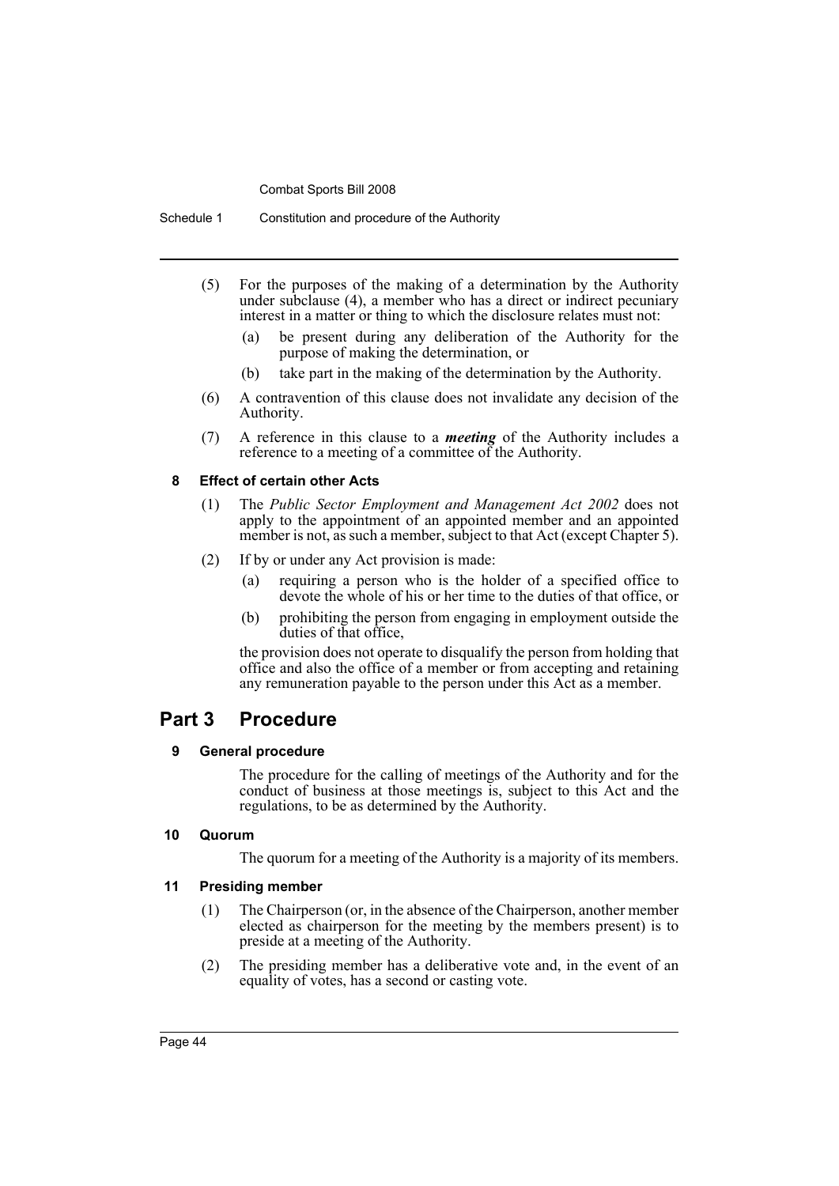(5) For the purposes of the making of a determination by the Authority under subclause (4), a member who has a direct or indirect pecuniary interest in a matter or thing to which the disclosure relates must not:

(a) be present during any deliberation of the Authority for the purpose of making the determination, or

(b) take part in the making of the determination by the Authority.

(6) A contravention of this clause does not invalidate any decision of the Authority.

(7) A reference in this clause to a ***meeting*** of the Authority includes a reference to a meeting of a committee of the Authority.

#### 8 Effect of certain other Acts

(1) The *Public Sector Employment and Management Act 2002* does not apply to the appointment of an appointed member and an appointed member is not, as such a member, subject to that Act (except Chapter 5).

(2) If by or under any Act provision is made:

(a) requiring a person who is the holder of a specified office to devote the whole of his or her time to the duties of that office, or

(b) prohibiting the person from engaging in employment outside the duties of that office,

the provision does not operate to disqualify the person from holding that office and also the office of a member or from accepting and retaining any remuneration payable to the person under this Act as a member.

## Part 3 Procedure

#### 9 General procedure

The procedure for the calling of meetings of the Authority and for the conduct of business at those meetings is, subject to this Act and the regulations, to be as determined by the Authority.

#### 10 Quorum

The quorum for a meeting of the Authority is a majority of its members.

#### 11 Presiding member

(1) The Chairperson (or, in the absence of the Chairperson, another member elected as chairperson for the meeting by the members present) is to preside at a meeting of the Authority.

(2) The presiding member has a deliberative vote and, in the event of an equality of votes, has a second or casting vote.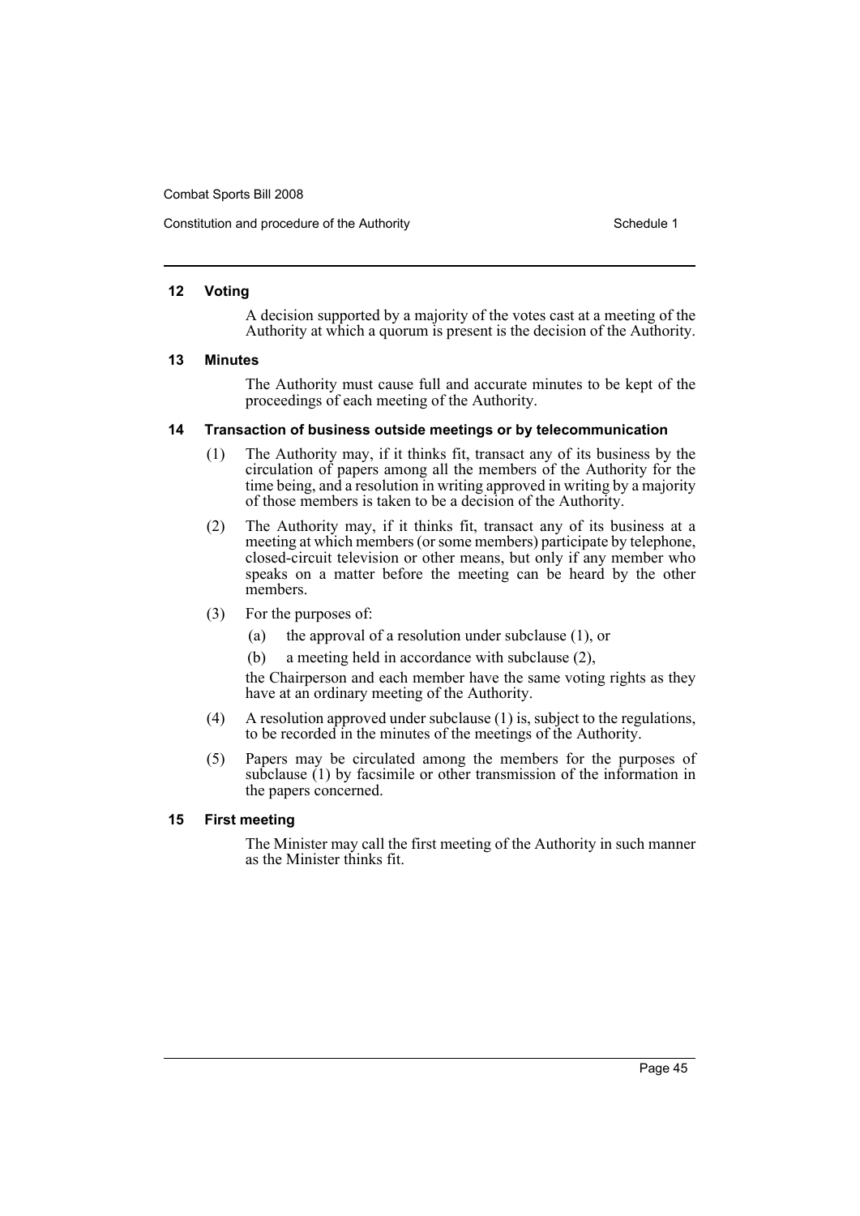#### 12 Voting

A decision supported by a majority of the votes cast at a meeting of the Authority at which a quorum is present is the decision of the Authority.

#### 13 Minutes

The Authority must cause full and accurate minutes to be kept of the proceedings of each meeting of the Authority.

#### 14 Transaction of business outside meetings or by telecommunication

(1) The Authority may, if it thinks fit, transact any of its business by the circulation of papers among all the members of the Authority for the time being, and a resolution in writing approved in writing by a majority of those members is taken to be a decision of the Authority.

(2) The Authority may, if it thinks fit, transact any of its business at a meeting at which members (or some members) participate by telephone, closed-circuit television or other means, but only if any member who speaks on a matter before the meeting can be heard by the other members.

(3) For the purposes of:

(a) the approval of a resolution under subclause (1), or

(b) a meeting held in accordance with subclause (2),

the Chairperson and each member have the same voting rights as they have at an ordinary meeting of the Authority.

(4) A resolution approved under subclause (1) is, subject to the regulations, to be recorded in the minutes of the meetings of the Authority.

(5) Papers may be circulated among the members for the purposes of subclause (1) by facsimile or other transmission of the information in the papers concerned.

#### 15 First meeting

The Minister may call the first meeting of the Authority in such manner as the Minister thinks fit.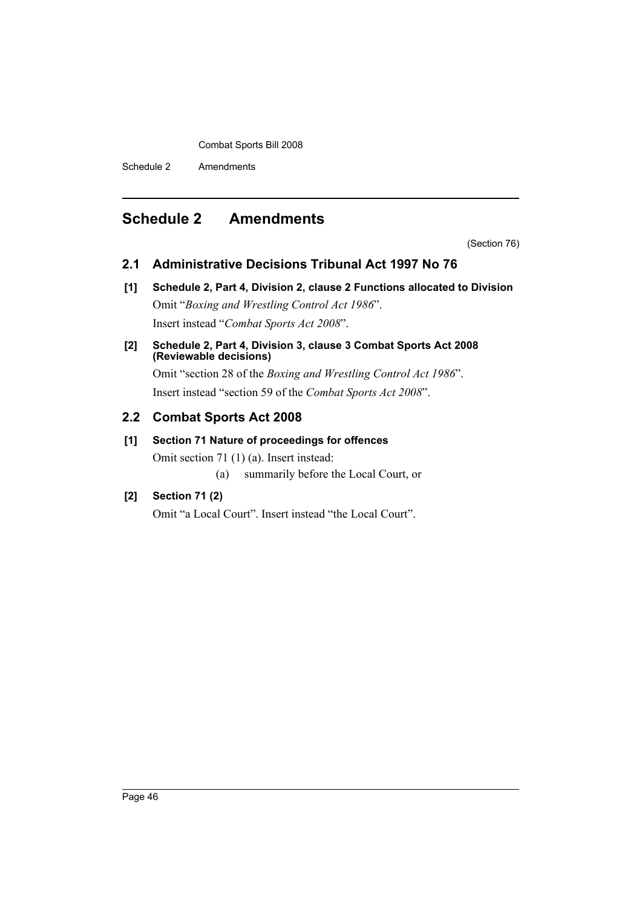# Schedule 2 Amendments

(Section 76)

## 2.1 Administrative Decisions Tribunal Act 1997 No 76

**[1] Schedule 2, Part 4, Division 2, clause 2 Functions allocated to Division**

Omit "*Boxing and Wrestling Control Act 1986*".

Insert instead "*Combat Sports Act 2008*".

**[2] Schedule 2, Part 4, Division 3, clause 3 Combat Sports Act 2008 (Reviewable decisions)**

Omit "section 28 of the *Boxing and Wrestling Control Act 1986*".

Insert instead "section 59 of the *Combat Sports Act 2008*".

## 2.2 Combat Sports Act 2008

**[1] Section 71 Nature of proceedings for offences**

Omit section 71 (1) (a). Insert instead:

(a) summarily before the Local Court, or

**[2] Section 71 (2)**

Omit "a Local Court". Insert instead "the Local Court".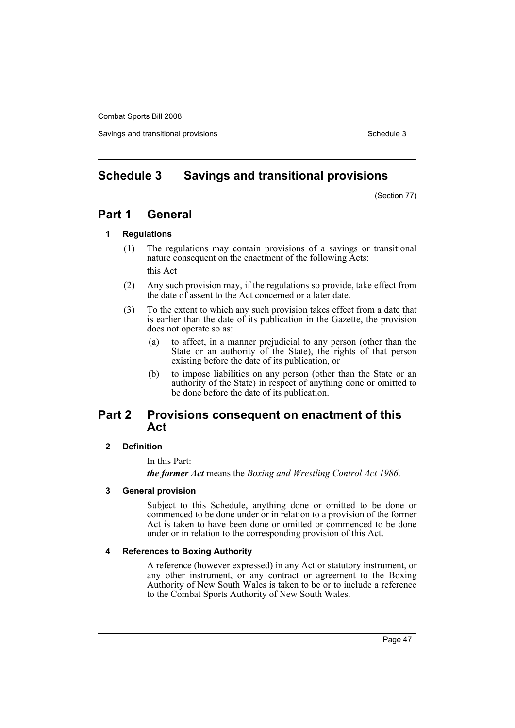# Schedule 3 Savings and transitional provisions

(Section 77)

## Part 1 General

### 1 Regulations

(1) The regulations may contain provisions of a savings or transitional nature consequent on the enactment of the following Acts:

this Act

(2) Any such provision may, if the regulations so provide, take effect from the date of assent to the Act concerned or a later date.

(3) To the extent to which any such provision takes effect from a date that is earlier than the date of its publication in the Gazette, the provision does not operate so as:

(a) to affect, in a manner prejudicial to any person (other than the State or an authority of the State), the rights of that person existing before the date of its publication, or

(b) to impose liabilities on any person (other than the State or an authority of the State) in respect of anything done or omitted to be done before the date of its publication.

## Part 2 Provisions consequent on enactment of this Act

### 2 Definition

In this Part:

***the former Act*** means the *Boxing and Wrestling Control Act 1986*.

### 3 General provision

Subject to this Schedule, anything done or omitted to be done or commenced to be done under or in relation to a provision of the former Act is taken to have been done or omitted or commenced to be done under or in relation to the corresponding provision of this Act.

### 4 References to Boxing Authority

A reference (however expressed) in any Act or statutory instrument, or any other instrument, or any contract or agreement to the Boxing Authority of New South Wales is taken to be or to include a reference to the Combat Sports Authority of New South Wales.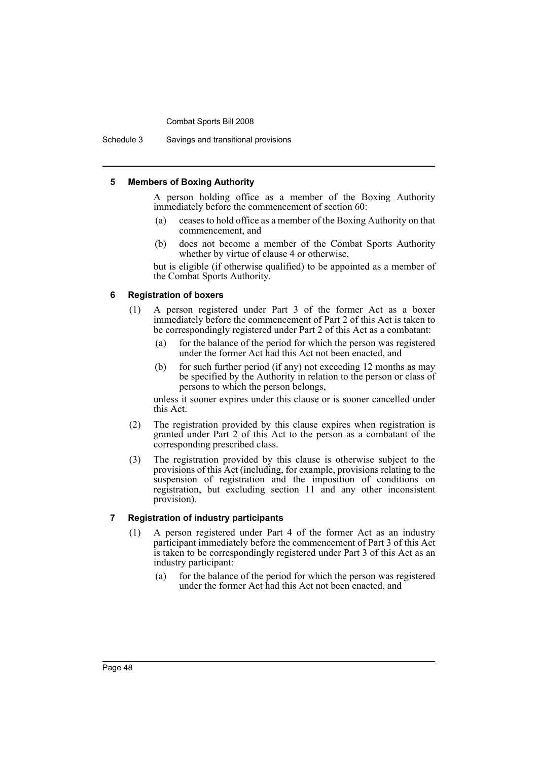### 5 Members of Boxing Authority

A person holding office as a member of the Boxing Authority immediately before the commencement of section 60:

(a) ceases to hold office as a member of the Boxing Authority on that commencement, and

(b) does not become a member of the Combat Sports Authority whether by virtue of clause 4 or otherwise,

but is eligible (if otherwise qualified) to be appointed as a member of the Combat Sports Authority.

### 6 Registration of boxers

(1) A person registered under Part 3 of the former Act as a boxer immediately before the commencement of Part 2 of this Act is taken to be correspondingly registered under Part 2 of this Act as a combatant:

(a) for the balance of the period for which the person was registered under the former Act had this Act not been enacted, and

(b) for such further period (if any) not exceeding 12 months as may be specified by the Authority in relation to the person or class of persons to which the person belongs,

unless it sooner expires under this clause or is sooner cancelled under this Act.

(2) The registration provided by this clause expires when registration is granted under Part 2 of this Act to the person as a combatant of the corresponding prescribed class.

(3) The registration provided by this clause is otherwise subject to the provisions of this Act (including, for example, provisions relating to the suspension of registration and the imposition of conditions on registration, but excluding section 11 and any other inconsistent provision).

### 7 Registration of industry participants

(1) A person registered under Part 4 of the former Act as an industry participant immediately before the commencement of Part 3 of this Act is taken to be correspondingly registered under Part 3 of this Act as an industry participant:

(a) for the balance of the period for which the person was registered under the former Act had this Act not been enacted, and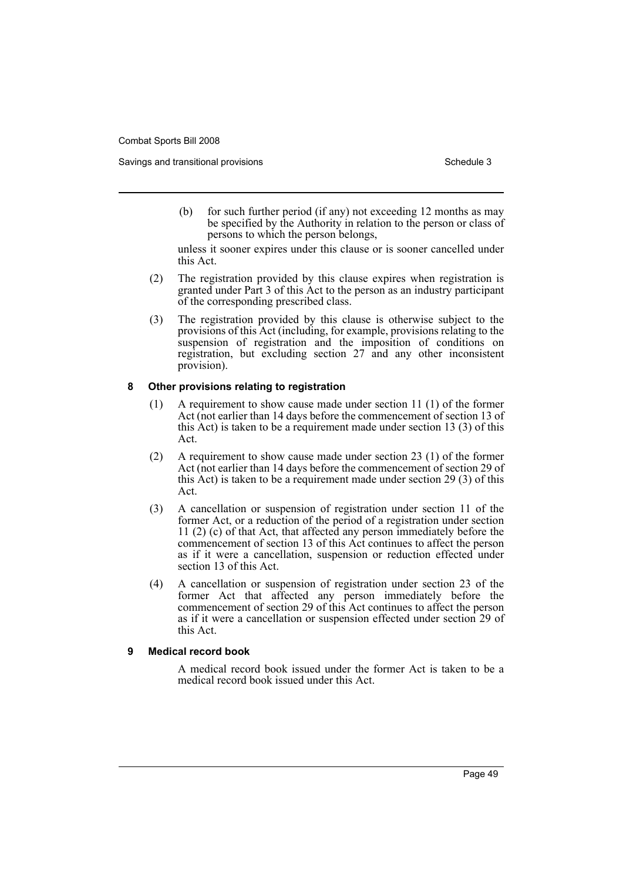(b) for such further period (if any) not exceeding 12 months as may be specified by the Authority in relation to the person or class of persons to which the person belongs,

unless it sooner expires under this clause or is sooner cancelled under this Act.

(2) The registration provided by this clause expires when registration is granted under Part 3 of this Act to the person as an industry participant of the corresponding prescribed class.

(3) The registration provided by this clause is otherwise subject to the provisions of this Act (including, for example, provisions relating to the suspension of registration and the imposition of conditions on registration, but excluding section 27 and any other inconsistent provision).

#### 8 Other provisions relating to registration

(1) A requirement to show cause made under section 11 (1) of the former Act (not earlier than 14 days before the commencement of section 13 of this Act) is taken to be a requirement made under section 13 (3) of this Act.

(2) A requirement to show cause made under section 23 (1) of the former Act (not earlier than 14 days before the commencement of section 29 of this Act) is taken to be a requirement made under section 29 (3) of this Act.

(3) A cancellation or suspension of registration under section 11 of the former Act, or a reduction of the period of a registration under section 11 (2) (c) of that Act, that affected any person immediately before the commencement of section 13 of this Act continues to affect the person as if it were a cancellation, suspension or reduction effected under section 13 of this Act.

(4) A cancellation or suspension of registration under section 23 of the former Act that affected any person immediately before the commencement of section 29 of this Act continues to affect the person as if it were a cancellation or suspension effected under section 29 of this Act.

#### 9 Medical record book

A medical record book issued under the former Act is taken to be a medical record book issued under this Act.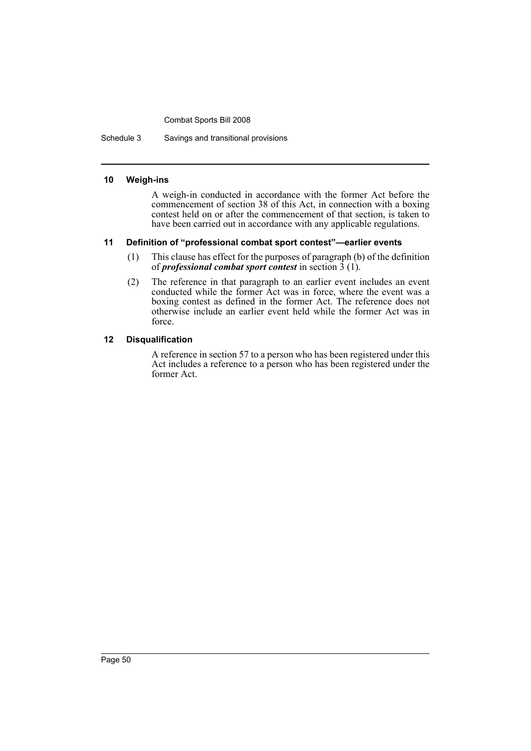#### 10 Weigh-ins

A weigh-in conducted in accordance with the former Act before the commencement of section 38 of this Act, in connection with a boxing contest held on or after the commencement of that section, is taken to have been carried out in accordance with any applicable regulations.

#### 11 Definition of "professional combat sport contest"—earlier events

(1) This clause has effect for the purposes of paragraph (b) of the definition of ***professional combat sport contest*** in section 3 (1).

(2) The reference in that paragraph to an earlier event includes an event conducted while the former Act was in force, where the event was a boxing contest as defined in the former Act. The reference does not otherwise include an earlier event held while the former Act was in force.

#### 12 Disqualification

A reference in section 57 to a person who has been registered under this Act includes a reference to a person who has been registered under the former Act.